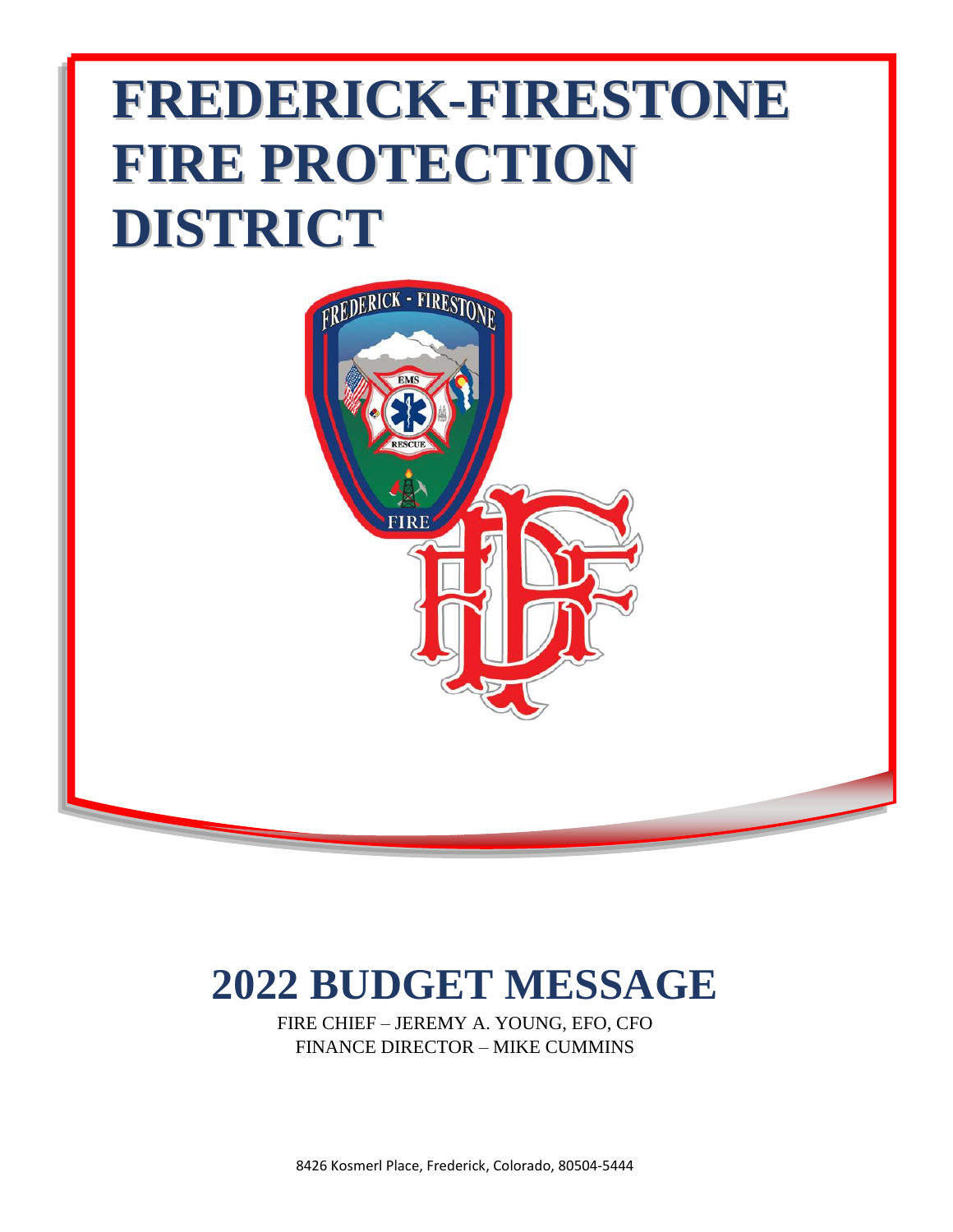# FREDERICK-FIRESTONE FIRE PROTECTION DISTRICT

# 2022 BUDGET MESSAGE

FIRE CHIEF – JEREMY A. YOUNG, EFO, CFO
FINANCE DIRECTOR – MIKE CUMMINS

8426 Kosmerl Place, Frederick, Colorado, 80504-5444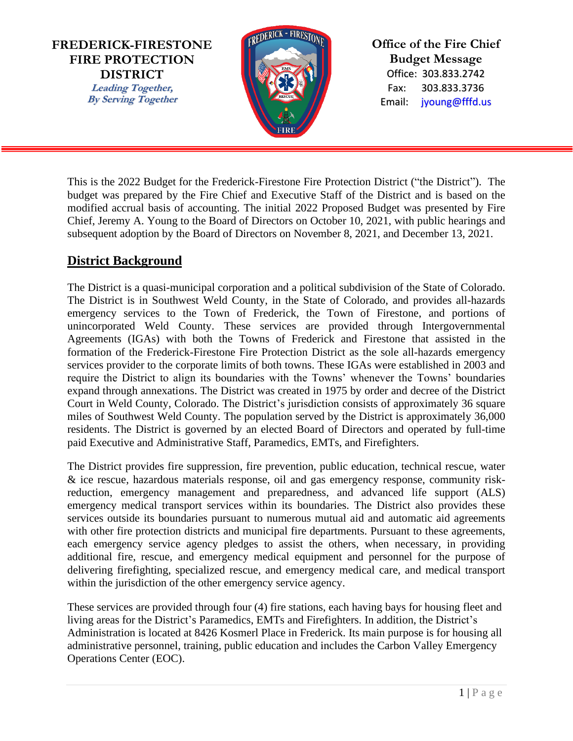**FREDERICK-FIRESTONE FIRE PROTECTION DISTRICT**

***Leading Together, By Serving Together***

**Office of the Fire Chief**
**Budget Message**
Office: 303.833.2742
Fax: 303.833.3736
Email: jyoung@fffd.us

This is the 2022 Budget for the Frederick-Firestone Fire Protection District ("the District"). The budget was prepared by the Fire Chief and Executive Staff of the District and is based on the modified accrual basis of accounting. The initial 2022 Proposed Budget was presented by Fire Chief, Jeremy A. Young to the Board of Directors on October 10, 2021, with public hearings and subsequent adoption by the Board of Directors on November 8, 2021, and December 13, 2021.

## District Background

The District is a quasi-municipal corporation and a political subdivision of the State of Colorado. The District is in Southwest Weld County, in the State of Colorado, and provides all-hazards emergency services to the Town of Frederick, the Town of Firestone, and portions of unincorporated Weld County. These services are provided through Intergovernmental Agreements (IGAs) with both the Towns of Frederick and Firestone that assisted in the formation of the Frederick-Firestone Fire Protection District as the sole all-hazards emergency services provider to the corporate limits of both towns. These IGAs were established in 2003 and require the District to align its boundaries with the Towns' whenever the Towns' boundaries expand through annexations. The District was created in 1975 by order and decree of the District Court in Weld County, Colorado. The District's jurisdiction consists of approximately 36 square miles of Southwest Weld County. The population served by the District is approximately 36,000 residents. The District is governed by an elected Board of Directors and operated by full-time paid Executive and Administrative Staff, Paramedics, EMTs, and Firefighters.

The District provides fire suppression, fire prevention, public education, technical rescue, water & ice rescue, hazardous materials response, oil and gas emergency response, community risk-reduction, emergency management and preparedness, and advanced life support (ALS) emergency medical transport services within its boundaries. The District also provides these services outside its boundaries pursuant to numerous mutual aid and automatic aid agreements with other fire protection districts and municipal fire departments. Pursuant to these agreements, each emergency service agency pledges to assist the others, when necessary, in providing additional fire, rescue, and emergency medical equipment and personnel for the purpose of delivering firefighting, specialized rescue, and emergency medical care, and medical transport within the jurisdiction of the other emergency service agency.

These services are provided through four (4) fire stations, each having bays for housing fleet and living areas for the District's Paramedics, EMTs and Firefighters. In addition, the District's Administration is located at 8426 Kosmerl Place in Frederick. Its main purpose is for housing all administrative personnel, training, public education and includes the Carbon Valley Emergency Operations Center (EOC).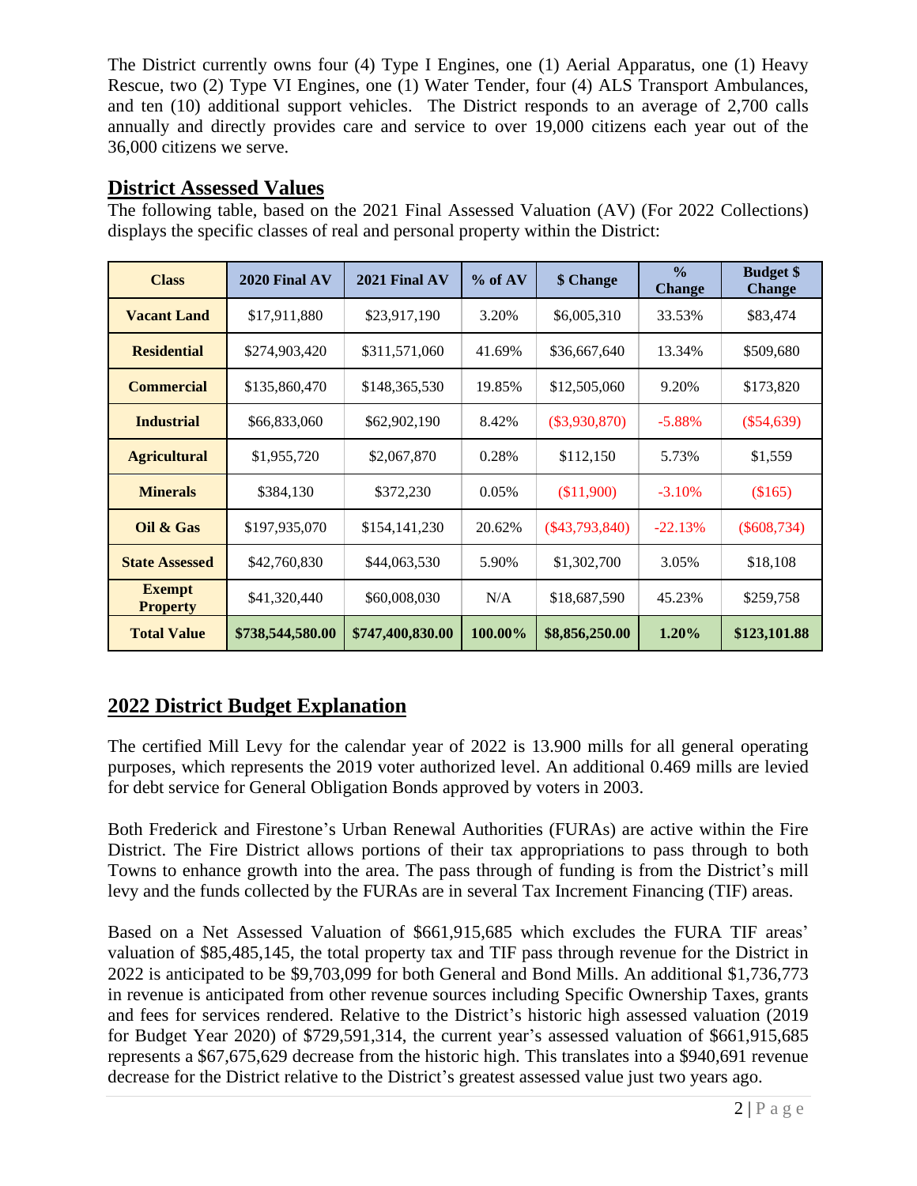The District currently owns four (4) Type I Engines, one (1) Aerial Apparatus, one (1) Heavy Rescue, two (2) Type VI Engines, one (1) Water Tender, four (4) ALS Transport Ambulances, and ten (10) additional support vehicles. The District responds to an average of 2,700 calls annually and directly provides care and service to over 19,000 citizens each year out of the 36,000 citizens we serve.

## District Assessed Values

The following table, based on the 2021 Final Assessed Valuation (AV) (For 2022 Collections) displays the specific classes of real and personal property within the District:

| Class | 2020 Final AV | 2021 Final AV | % of AV | $ Change | % Change | Budget $ Change |
|---|---|---|---|---|---|---|
| **Vacant Land** | $17,911,880 | $23,917,190 | 3.20% | $6,005,310 | 33.53% | $83,474 |
| **Residential** | $274,903,420 | $311,571,060 | 41.69% | $36,667,640 | 13.34% | $509,680 |
| **Commercial** | $135,860,470 | $148,365,530 | 19.85% | $12,505,060 | 9.20% | $173,820 |
| **Industrial** | $66,833,060 | $62,902,190 | 8.42% | ($3,930,870) | -5.88% | ($54,639) |
| **Agricultural** | $1,955,720 | $2,067,870 | 0.28% | $112,150 | 5.73% | $1,559 |
| **Minerals** | $384,130 | $372,230 | 0.05% | ($11,900) | -3.10% | ($165) |
| **Oil & Gas** | $197,935,070 | $154,141,230 | 20.62% | ($43,793,840) | -22.13% | ($608,734) |
| **State Assessed** | $42,760,830 | $44,063,530 | 5.90% | $1,302,700 | 3.05% | $18,108 |
| **Exempt Property** | $41,320,440 | $60,008,030 | N/A | $18,687,590 | 45.23% | $259,758 |
| **Total Value** | **$738,544,580.00** | **$747,400,830.00** | **100.00%** | **$8,856,250.00** | **1.20%** | **$123,101.88** |

## 2022 District Budget Explanation

The certified Mill Levy for the calendar year of 2022 is 13.900 mills for all general operating purposes, which represents the 2019 voter authorized level. An additional 0.469 mills are levied for debt service for General Obligation Bonds approved by voters in 2003.

Both Frederick and Firestone's Urban Renewal Authorities (FURAs) are active within the Fire District. The Fire District allows portions of their tax appropriations to pass through to both Towns to enhance growth into the area. The pass through of funding is from the District's mill levy and the funds collected by the FURAs are in several Tax Increment Financing (TIF) areas.

Based on a Net Assessed Valuation of $661,915,685 which excludes the FURA TIF areas' valuation of $85,485,145, the total property tax and TIF pass through revenue for the District in 2022 is anticipated to be $9,703,099 for both General and Bond Mills. An additional $1,736,773 in revenue is anticipated from other revenue sources including Specific Ownership Taxes, grants and fees for services rendered. Relative to the District's historic high assessed valuation (2019 for Budget Year 2020) of $729,591,314, the current year's assessed valuation of $661,915,685 represents a $67,675,629 decrease from the historic high. This translates into a $940,691 revenue decrease for the District relative to the District's greatest assessed value just two years ago.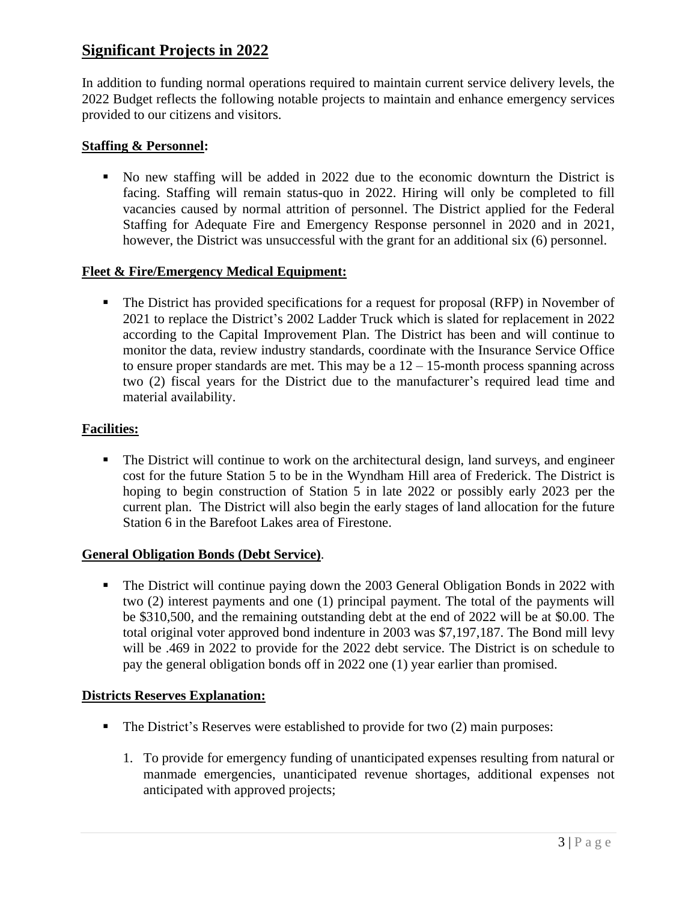## Significant Projects in 2022

In addition to funding normal operations required to maintain current service delivery levels, the 2022 Budget reflects the following notable projects to maintain and enhance emergency services provided to our citizens and visitors.

**Staffing & Personnel:**

- No new staffing will be added in 2022 due to the economic downturn the District is facing. Staffing will remain status-quo in 2022. Hiring will only be completed to fill vacancies caused by normal attrition of personnel. The District applied for the Federal Staffing for Adequate Fire and Emergency Response personnel in 2020 and in 2021, however, the District was unsuccessful with the grant for an additional six (6) personnel.

**Fleet & Fire/Emergency Medical Equipment:**

- The District has provided specifications for a request for proposal (RFP) in November of 2021 to replace the District's 2002 Ladder Truck which is slated for replacement in 2022 according to the Capital Improvement Plan. The District has been and will continue to monitor the data, review industry standards, coordinate with the Insurance Service Office to ensure proper standards are met. This may be a 12 – 15-month process spanning across two (2) fiscal years for the District due to the manufacturer's required lead time and material availability.

**Facilities:**

- The District will continue to work on the architectural design, land surveys, and engineer cost for the future Station 5 to be in the Wyndham Hill area of Frederick. The District is hoping to begin construction of Station 5 in late 2022 or possibly early 2023 per the current plan. The District will also begin the early stages of land allocation for the future Station 6 in the Barefoot Lakes area of Firestone.

**General Obligation Bonds (Debt Service)**.

- The District will continue paying down the 2003 General Obligation Bonds in 2022 with two (2) interest payments and one (1) principal payment. The total of the payments will be $310,500, and the remaining outstanding debt at the end of 2022 will be at $0.00. The total original voter approved bond indenture in 2003 was $7,197,187. The Bond mill levy will be .469 in 2022 to provide for the 2022 debt service. The District is on schedule to pay the general obligation bonds off in 2022 one (1) year earlier than promised.

**Districts Reserves Explanation:**

- The District's Reserves were established to provide for two (2) main purposes:

  1. To provide for emergency funding of unanticipated expenses resulting from natural or manmade emergencies, unanticipated revenue shortages, additional expenses not anticipated with approved projects;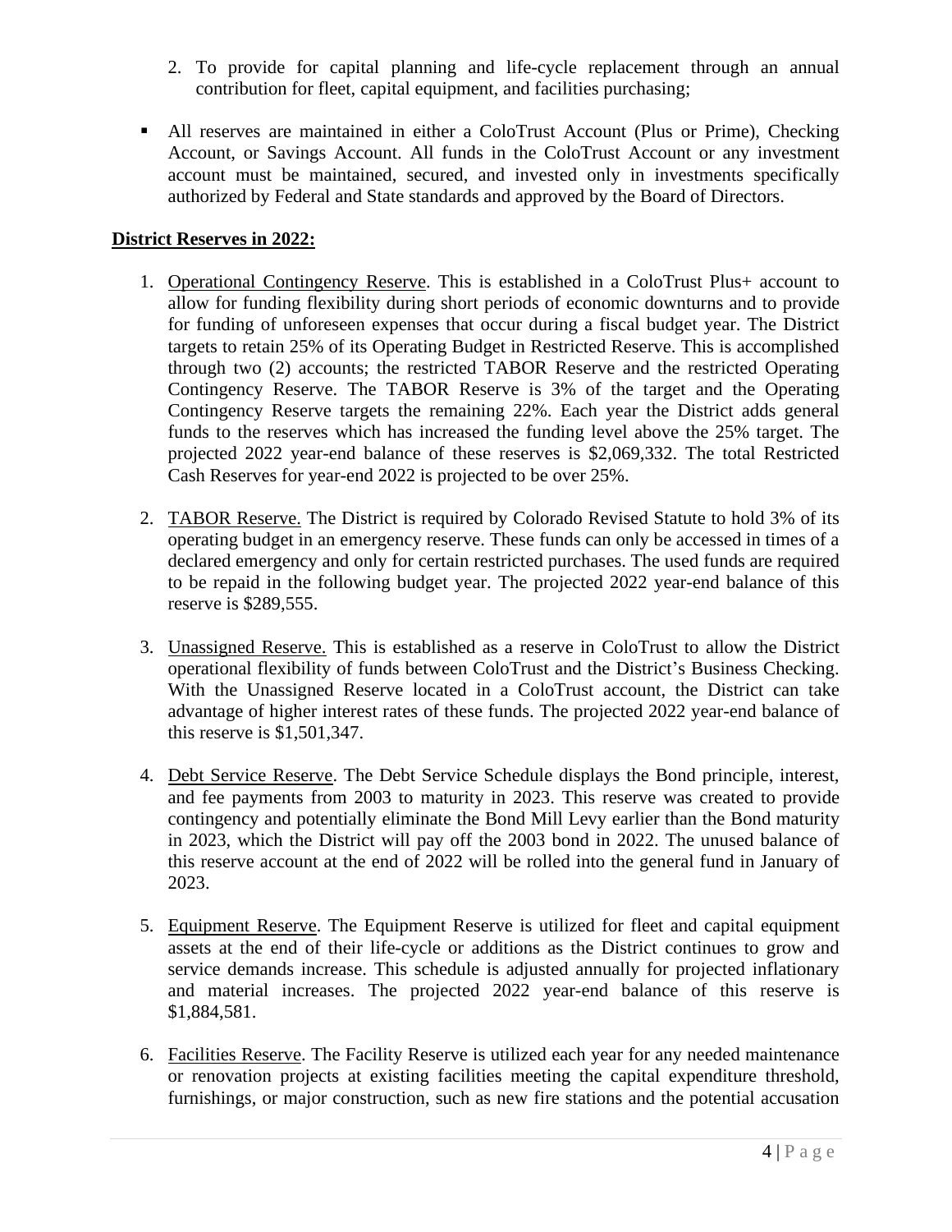2. To provide for capital planning and life-cycle replacement through an annual contribution for fleet, capital equipment, and facilities purchasing;

- All reserves are maintained in either a ColoTrust Account (Plus or Prime), Checking Account, or Savings Account. All funds in the ColoTrust Account or any investment account must be maintained, secured, and invested only in investments specifically authorized by Federal and State standards and approved by the Board of Directors.

**District Reserves in 2022:**

1. Operational Contingency Reserve. This is established in a ColoTrust Plus+ account to allow for funding flexibility during short periods of economic downturns and to provide for funding of unforeseen expenses that occur during a fiscal budget year. The District targets to retain 25% of its Operating Budget in Restricted Reserve. This is accomplished through two (2) accounts; the restricted TABOR Reserve and the restricted Operating Contingency Reserve. The TABOR Reserve is 3% of the target and the Operating Contingency Reserve targets the remaining 22%. Each year the District adds general funds to the reserves which has increased the funding level above the 25% target. The projected 2022 year-end balance of these reserves is $2,069,332. The total Restricted Cash Reserves for year-end 2022 is projected to be over 25%.

2. TABOR Reserve. The District is required by Colorado Revised Statute to hold 3% of its operating budget in an emergency reserve. These funds can only be accessed in times of a declared emergency and only for certain restricted purchases. The used funds are required to be repaid in the following budget year. The projected 2022 year-end balance of this reserve is $289,555.

3. Unassigned Reserve. This is established as a reserve in ColoTrust to allow the District operational flexibility of funds between ColoTrust and the District's Business Checking. With the Unassigned Reserve located in a ColoTrust account, the District can take advantage of higher interest rates of these funds. The projected 2022 year-end balance of this reserve is $1,501,347.

4. Debt Service Reserve. The Debt Service Schedule displays the Bond principle, interest, and fee payments from 2003 to maturity in 2023. This reserve was created to provide contingency and potentially eliminate the Bond Mill Levy earlier than the Bond maturity in 2023, which the District will pay off the 2003 bond in 2022. The unused balance of this reserve account at the end of 2022 will be rolled into the general fund in January of 2023.

5. Equipment Reserve. The Equipment Reserve is utilized for fleet and capital equipment assets at the end of their life-cycle or additions as the District continues to grow and service demands increase. This schedule is adjusted annually for projected inflationary and material increases. The projected 2022 year-end balance of this reserve is $1,884,581.

6. Facilities Reserve. The Facility Reserve is utilized each year for any needed maintenance or renovation projects at existing facilities meeting the capital expenditure threshold, furnishings, or major construction, such as new fire stations and the potential accusation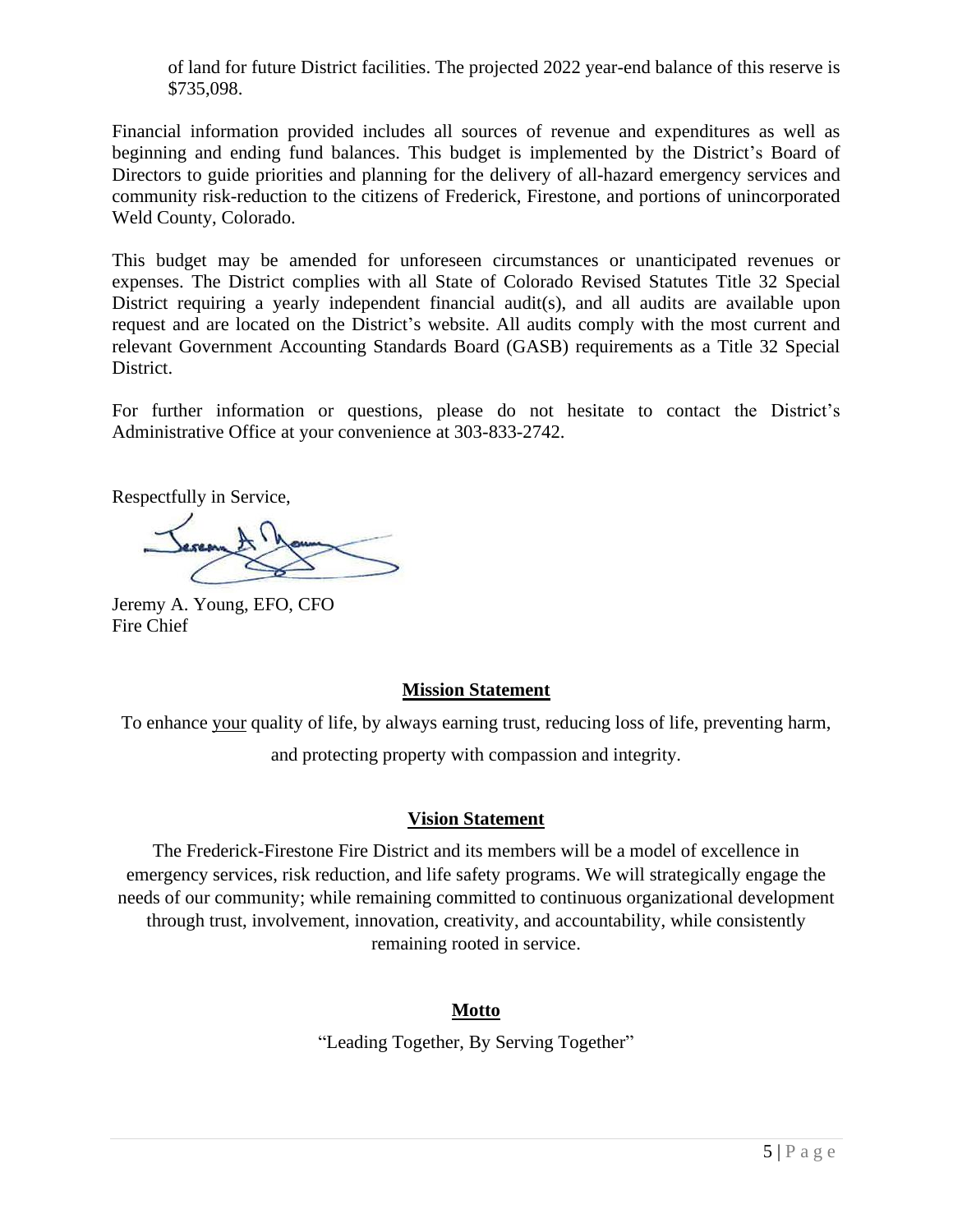of land for future District facilities. The projected 2022 year-end balance of this reserve is $735,098.

Financial information provided includes all sources of revenue and expenditures as well as beginning and ending fund balances. This budget is implemented by the District's Board of Directors to guide priorities and planning for the delivery of all-hazard emergency services and community risk-reduction to the citizens of Frederick, Firestone, and portions of unincorporated Weld County, Colorado.

This budget may be amended for unforeseen circumstances or unanticipated revenues or expenses. The District complies with all State of Colorado Revised Statutes Title 32 Special District requiring a yearly independent financial audit(s), and all audits are available upon request and are located on the District's website. All audits comply with the most current and relevant Government Accounting Standards Board (GASB) requirements as a Title 32 Special District.

For further information or questions, please do not hesitate to contact the District's Administrative Office at your convenience at 303-833-2742.

Respectfully in Service,

Jeremy A. Young, EFO, CFO
Fire Chief

## Mission Statement

To enhance your quality of life, by always earning trust, reducing loss of life, preventing harm, and protecting property with compassion and integrity.

## Vision Statement

The Frederick-Firestone Fire District and its members will be a model of excellence in emergency services, risk reduction, and life safety programs. We will strategically engage the needs of our community; while remaining committed to continuous organizational development through trust, involvement, innovation, creativity, and accountability, while consistently remaining rooted in service.

## Motto

"Leading Together, By Serving Together"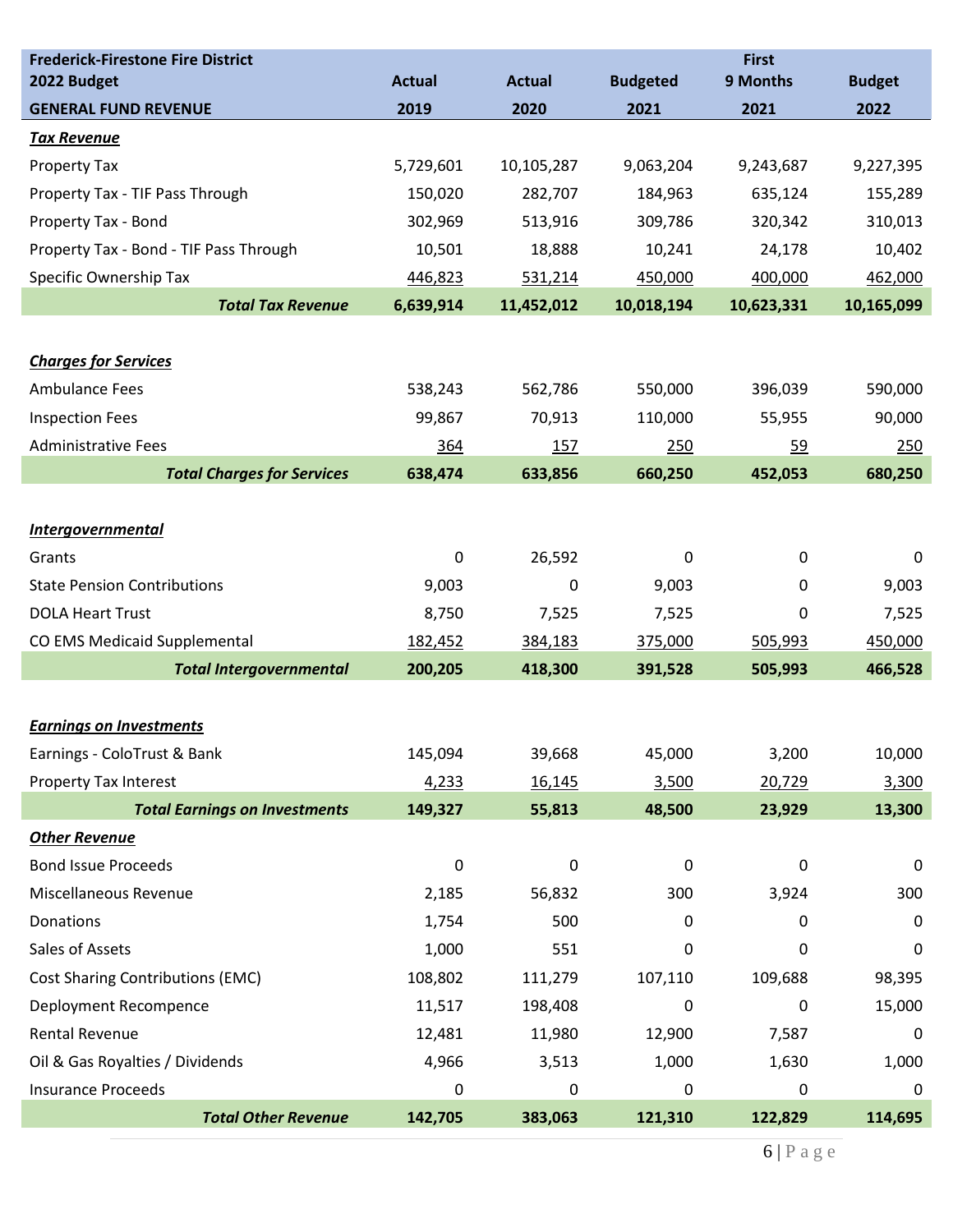| Frederick-Firestone Fire District<br>2022 Budget<br>**GENERAL FUND REVENUE** | Actual<br>2019 | Actual<br>2020 | Budgeted<br>2021 | First<br>9 Months<br>2021 | Budget<br>2022 |
|---|---|---|---|---|---|
| ***Tax Revenue*** | | | | | |
| Property Tax | 5,729,601 | 10,105,287 | 9,063,204 | 9,243,687 | 9,227,395 |
| Property Tax - TIF Pass Through | 150,020 | 282,707 | 184,963 | 635,124 | 155,289 |
| Property Tax - Bond | 302,969 | 513,916 | 309,786 | 320,342 | 310,013 |
| Property Tax - Bond - TIF Pass Through | 10,501 | 18,888 | 10,241 | 24,178 | 10,402 |
| Specific Ownership Tax | 446,823 | 531,214 | 450,000 | 400,000 | 462,000 |
| ***Total Tax Revenue*** | **6,639,914** | **11,452,012** | **10,018,194** | **10,623,331** | **10,165,099** |
| | | | | | |
| ***Charges for Services*** | | | | | |
| Ambulance Fees | 538,243 | 562,786 | 550,000 | 396,039 | 590,000 |
| Inspection Fees | 99,867 | 70,913 | 110,000 | 55,955 | 90,000 |
| Administrative Fees | 364 | 157 | 250 | 59 | 250 |
| ***Total Charges for Services*** | **638,474** | **633,856** | **660,250** | **452,053** | **680,250** |
| | | | | | |
| ***Intergovernmental*** | | | | | |
| Grants | 0 | 26,592 | 0 | 0 | 0 |
| State Pension Contributions | 9,003 | 0 | 9,003 | 0 | 9,003 |
| DOLA Heart Trust | 8,750 | 7,525 | 7,525 | 0 | 7,525 |
| CO EMS Medicaid Supplemental | 182,452 | 384,183 | 375,000 | 505,993 | 450,000 |
| ***Total Intergovernmental*** | **200,205** | **418,300** | **391,528** | **505,993** | **466,528** |
| | | | | | |
| ***Earnings on Investments*** | | | | | |
| Earnings - ColoTrust & Bank | 145,094 | 39,668 | 45,000 | 3,200 | 10,000 |
| Property Tax Interest | 4,233 | 16,145 | 3,500 | 20,729 | 3,300 |
| ***Total Earnings on Investments*** | **149,327** | **55,813** | **48,500** | **23,929** | **13,300** |
| ***Other Revenue*** | | | | | |
| Bond Issue Proceeds | 0 | 0 | 0 | 0 | 0 |
| Miscellaneous Revenue | 2,185 | 56,832 | 300 | 3,924 | 300 |
| Donations | 1,754 | 500 | 0 | 0 | 0 |
| Sales of Assets | 1,000 | 551 | 0 | 0 | 0 |
| Cost Sharing Contributions (EMC) | 108,802 | 111,279 | 107,110 | 109,688 | 98,395 |
| Deployment Recompence | 11,517 | 198,408 | 0 | 0 | 15,000 |
| Rental Revenue | 12,481 | 11,980 | 12,900 | 7,587 | 0 |
| Oil & Gas Royalties / Dividends | 4,966 | 3,513 | 1,000 | 1,630 | 1,000 |
| Insurance Proceeds | 0 | 0 | 0 | 0 | 0 |
| ***Total Other Revenue*** | **142,705** | **383,063** | **121,310** | **122,829** | **114,695** |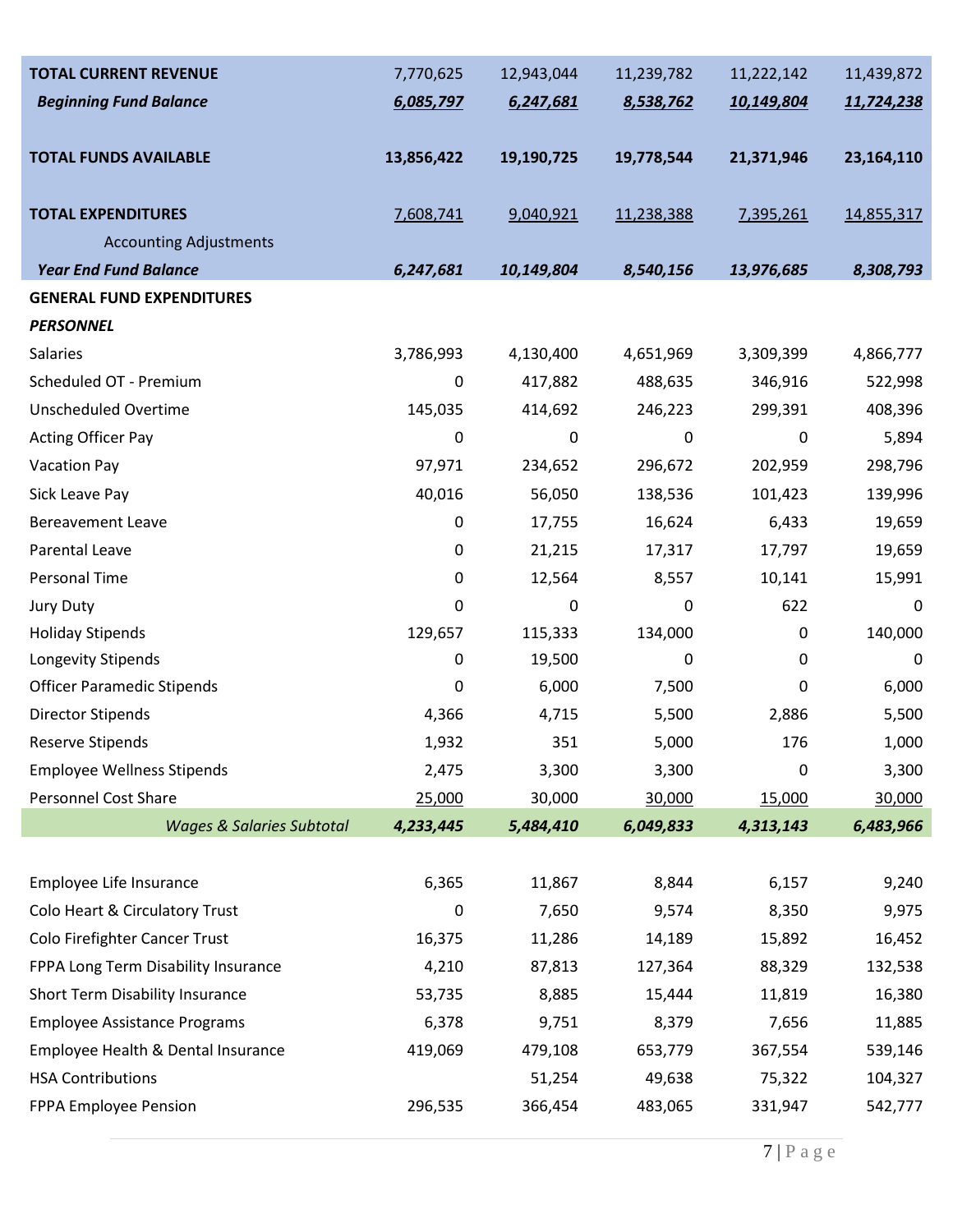| | | | | | |
|---|---|---|---|---|---|
| **TOTAL CURRENT REVENUE** | 7,770,625 | 12,943,044 | 11,239,782 | 11,222,142 | 11,439,872 |
| ***Beginning Fund Balance*** | ***6,085,797*** | ***6,247,681*** | ***8,538,762*** | ***10,149,804*** | ***11,724,238*** |
| **TOTAL FUNDS AVAILABLE** | **13,856,422** | **19,190,725** | **19,778,544** | **21,371,946** | **23,164,110** |
| **TOTAL EXPENDITURES** | 7,608,741 | 9,040,921 | 11,238,388 | 7,395,261 | 14,855,317 |
| Accounting Adjustments | | | | | |
| ***Year End Fund Balance*** | ***6,247,681*** | ***10,149,804*** | ***8,540,156*** | ***13,976,685*** | ***8,308,793*** |
| **GENERAL FUND EXPENDITURES** | | | | | |
| ***PERSONNEL*** | | | | | |
| Salaries | 3,786,993 | 4,130,400 | 4,651,969 | 3,309,399 | 4,866,777 |
| Scheduled OT - Premium | 0 | 417,882 | 488,635 | 346,916 | 522,998 |
| Unscheduled Overtime | 145,035 | 414,692 | 246,223 | 299,391 | 408,396 |
| Acting Officer Pay | 0 | 0 | 0 | 0 | 5,894 |
| Vacation Pay | 97,971 | 234,652 | 296,672 | 202,959 | 298,796 |
| Sick Leave Pay | 40,016 | 56,050 | 138,536 | 101,423 | 139,996 |
| Bereavement Leave | 0 | 17,755 | 16,624 | 6,433 | 19,659 |
| Parental Leave | 0 | 21,215 | 17,317 | 17,797 | 19,659 |
| Personal Time | 0 | 12,564 | 8,557 | 10,141 | 15,991 |
| Jury Duty | 0 | 0 | 0 | 622 | 0 |
| Holiday Stipends | 129,657 | 115,333 | 134,000 | 0 | 140,000 |
| Longevity Stipends | 0 | 19,500 | 0 | 0 | 0 |
| Officer Paramedic Stipends | 0 | 6,000 | 7,500 | 0 | 6,000 |
| Director Stipends | 4,366 | 4,715 | 5,500 | 2,886 | 5,500 |
| Reserve Stipends | 1,932 | 351 | 5,000 | 176 | 1,000 |
| Employee Wellness Stipends | 2,475 | 3,300 | 3,300 | 0 | 3,300 |
| Personnel Cost Share | 25,000 | 30,000 | 30,000 | 15,000 | 30,000 |
| *Wages & Salaries Subtotal* | ***4,233,445*** | ***5,484,410*** | ***6,049,833*** | ***4,313,143*** | ***6,483,966*** |
| Employee Life Insurance | 6,365 | 11,867 | 8,844 | 6,157 | 9,240 |
| Colo Heart & Circulatory Trust | 0 | 7,650 | 9,574 | 8,350 | 9,975 |
| Colo Firefighter Cancer Trust | 16,375 | 11,286 | 14,189 | 15,892 | 16,452 |
| FPPA Long Term Disability Insurance | 4,210 | 87,813 | 127,364 | 88,329 | 132,538 |
| Short Term Disability Insurance | 53,735 | 8,885 | 15,444 | 11,819 | 16,380 |
| Employee Assistance Programs | 6,378 | 9,751 | 8,379 | 7,656 | 11,885 |
| Employee Health & Dental Insurance | 419,069 | 479,108 | 653,779 | 367,554 | 539,146 |
| HSA Contributions | | 51,254 | 49,638 | 75,322 | 104,327 |
| FPPA Employee Pension | 296,535 | 366,454 | 483,065 | 331,947 | 542,777 |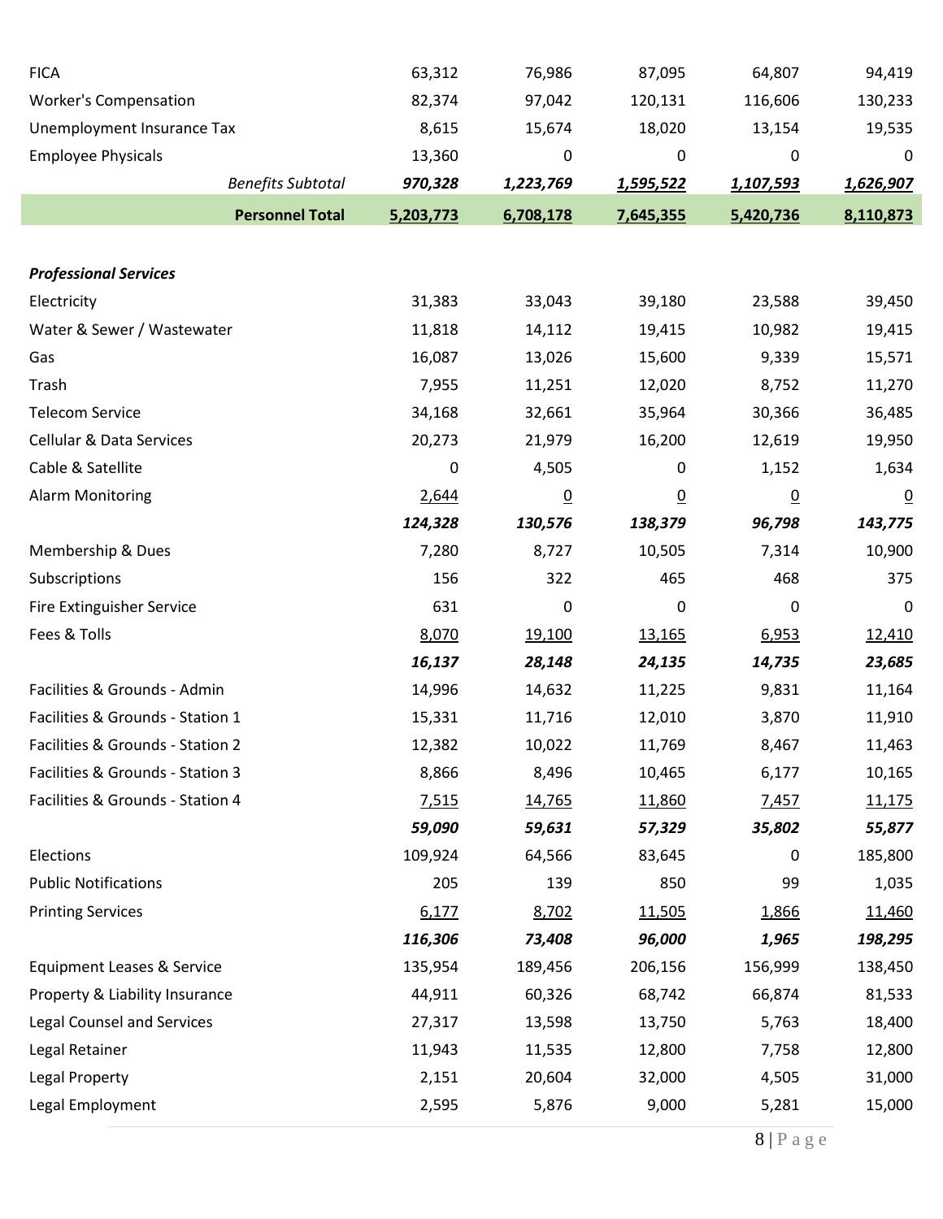| | | | | | |
|---|---|---|---|---|---|
| FICA | 63,312 | 76,986 | 87,095 | 64,807 | 94,419 |
| Worker's Compensation | 82,374 | 97,042 | 120,131 | 116,606 | 130,233 |
| Unemployment Insurance Tax | 8,615 | 15,674 | 18,020 | 13,154 | 19,535 |
| Employee Physicals | 13,360 | 0 | 0 | 0 | 0 |
| *Benefits Subtotal* | ***970,328*** | ***1,223,769*** | ***1,595,522*** | ***1,107,593*** | ***1,626,907*** |
| **Personnel Total** | **5,203,773** | **6,708,178** | **7,645,355** | **5,420,736** | **8,110,873** |
| | | | | | |
| ***Professional Services*** | | | | | |
| Electricity | 31,383 | 33,043 | 39,180 | 23,588 | 39,450 |
| Water & Sewer / Wastewater | 11,818 | 14,112 | 19,415 | 10,982 | 19,415 |
| Gas | 16,087 | 13,026 | 15,600 | 9,339 | 15,571 |
| Trash | 7,955 | 11,251 | 12,020 | 8,752 | 11,270 |
| Telecom Service | 34,168 | 32,661 | 35,964 | 30,366 | 36,485 |
| Cellular & Data Services | 20,273 | 21,979 | 16,200 | 12,619 | 19,950 |
| Cable & Satellite | 0 | 4,505 | 0 | 1,152 | 1,634 |
| Alarm Monitoring | 2,644 | 0 | 0 | 0 | 0 |
| | ***124,328*** | ***130,576*** | ***138,379*** | ***96,798*** | ***143,775*** |
| Membership & Dues | 7,280 | 8,727 | 10,505 | 7,314 | 10,900 |
| Subscriptions | 156 | 322 | 465 | 468 | 375 |
| Fire Extinguisher Service | 631 | 0 | 0 | 0 | 0 |
| Fees & Tolls | 8,070 | 19,100 | 13,165 | 6,953 | 12,410 |
| | ***16,137*** | ***28,148*** | ***24,135*** | ***14,735*** | ***23,685*** |
| Facilities & Grounds - Admin | 14,996 | 14,632 | 11,225 | 9,831 | 11,164 |
| Facilities & Grounds - Station 1 | 15,331 | 11,716 | 12,010 | 3,870 | 11,910 |
| Facilities & Grounds - Station 2 | 12,382 | 10,022 | 11,769 | 8,467 | 11,463 |
| Facilities & Grounds - Station 3 | 8,866 | 8,496 | 10,465 | 6,177 | 10,165 |
| Facilities & Grounds - Station 4 | 7,515 | 14,765 | 11,860 | 7,457 | 11,175 |
| | ***59,090*** | ***59,631*** | ***57,329*** | ***35,802*** | ***55,877*** |
| Elections | 109,924 | 64,566 | 83,645 | 0 | 185,800 |
| Public Notifications | 205 | 139 | 850 | 99 | 1,035 |
| Printing Services | 6,177 | 8,702 | 11,505 | 1,866 | 11,460 |
| | ***116,306*** | ***73,408*** | ***96,000*** | ***1,965*** | ***198,295*** |
| Equipment Leases & Service | 135,954 | 189,456 | 206,156 | 156,999 | 138,450 |
| Property & Liability Insurance | 44,911 | 60,326 | 68,742 | 66,874 | 81,533 |
| Legal Counsel and Services | 27,317 | 13,598 | 13,750 | 5,763 | 18,400 |
| Legal Retainer | 11,943 | 11,535 | 12,800 | 7,758 | 12,800 |
| Legal Property | 2,151 | 20,604 | 32,000 | 4,505 | 31,000 |
| Legal Employment | 2,595 | 5,876 | 9,000 | 5,281 | 15,000 |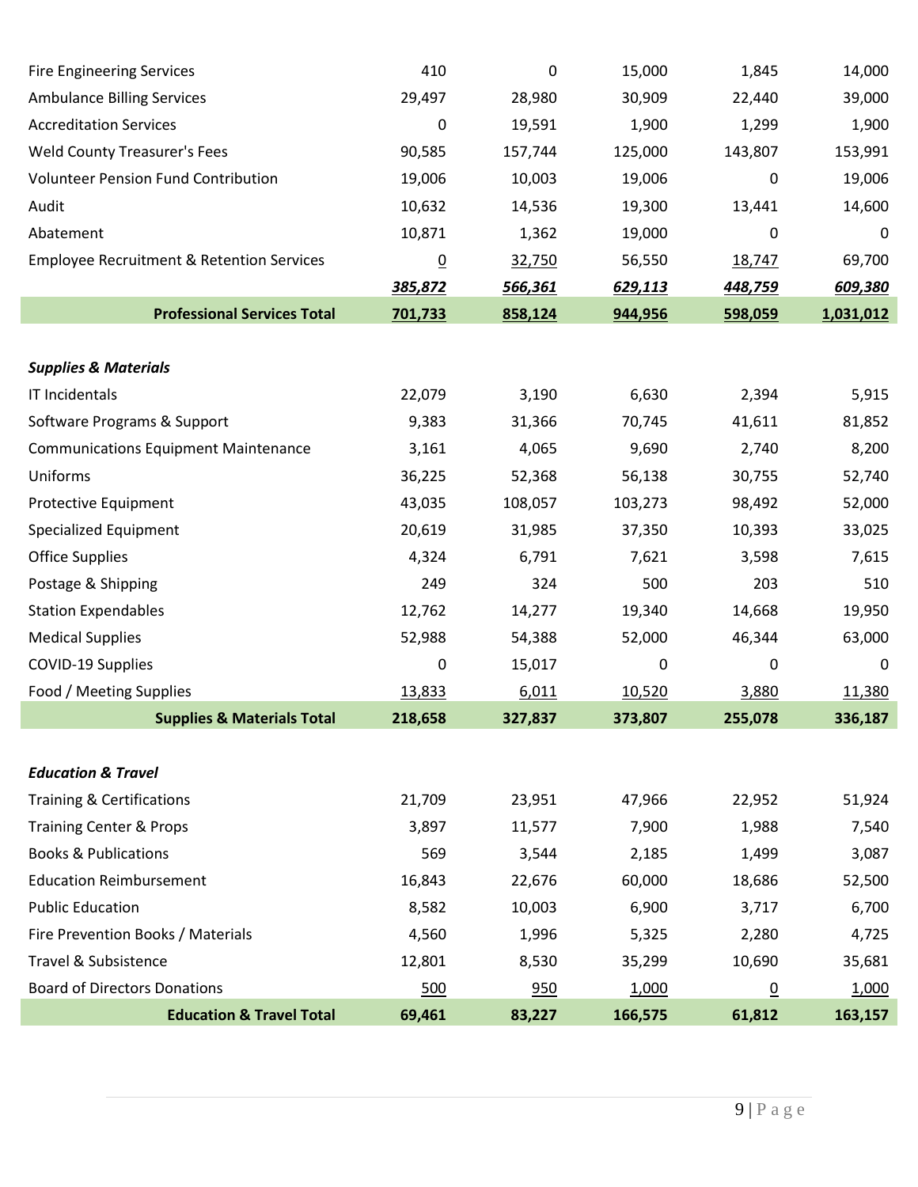| | | | | | |
|---|---|---|---|---|---|
| Fire Engineering Services | 410 | 0 | 15,000 | 1,845 | 14,000 |
| Ambulance Billing Services | 29,497 | 28,980 | 30,909 | 22,440 | 39,000 |
| Accreditation Services | 0 | 19,591 | 1,900 | 1,299 | 1,900 |
| Weld County Treasurer's Fees | 90,585 | 157,744 | 125,000 | 143,807 | 153,991 |
| Volunteer Pension Fund Contribution | 19,006 | 10,003 | 19,006 | 0 | 19,006 |
| Audit | 10,632 | 14,536 | 19,300 | 13,441 | 14,600 |
| Abatement | 10,871 | 1,362 | 19,000 | 0 | 0 |
| Employee Recruitment & Retention Services | 0 | 32,750 | 56,550 | 18,747 | 69,700 |
| | ***385,872*** | ***566,361*** | ***629,113*** | ***448,759*** | ***609,380*** |
| **Professional Services Total** | **701,733** | **858,124** | **944,956** | **598,059** | **1,031,012** |
| | | | | | |
| ***Supplies & Materials*** | | | | | |
| IT Incidentals | 22,079 | 3,190 | 6,630 | 2,394 | 5,915 |
| Software Programs & Support | 9,383 | 31,366 | 70,745 | 41,611 | 81,852 |
| Communications Equipment Maintenance | 3,161 | 4,065 | 9,690 | 2,740 | 8,200 |
| Uniforms | 36,225 | 52,368 | 56,138 | 30,755 | 52,740 |
| Protective Equipment | 43,035 | 108,057 | 103,273 | 98,492 | 52,000 |
| Specialized Equipment | 20,619 | 31,985 | 37,350 | 10,393 | 33,025 |
| Office Supplies | 4,324 | 6,791 | 7,621 | 3,598 | 7,615 |
| Postage & Shipping | 249 | 324 | 500 | 203 | 510 |
| Station Expendables | 12,762 | 14,277 | 19,340 | 14,668 | 19,950 |
| Medical Supplies | 52,988 | 54,388 | 52,000 | 46,344 | 63,000 |
| COVID-19 Supplies | 0 | 15,017 | 0 | 0 | 0 |
| Food / Meeting Supplies | 13,833 | 6,011 | 10,520 | 3,880 | 11,380 |
| **Supplies & Materials Total** | **218,658** | **327,837** | **373,807** | **255,078** | **336,187** |
| | | | | | |
| ***Education & Travel*** | | | | | |
| Training & Certifications | 21,709 | 23,951 | 47,966 | 22,952 | 51,924 |
| Training Center & Props | 3,897 | 11,577 | 7,900 | 1,988 | 7,540 |
| Books & Publications | 569 | 3,544 | 2,185 | 1,499 | 3,087 |
| Education Reimbursement | 16,843 | 22,676 | 60,000 | 18,686 | 52,500 |
| Public Education | 8,582 | 10,003 | 6,900 | 3,717 | 6,700 |
| Fire Prevention Books / Materials | 4,560 | 1,996 | 5,325 | 2,280 | 4,725 |
| Travel & Subsistence | 12,801 | 8,530 | 35,299 | 10,690 | 35,681 |
| Board of Directors Donations | 500 | 950 | 1,000 | 0 | 1,000 |
| **Education & Travel Total** | **69,461** | **83,227** | **166,575** | **61,812** | **163,157** |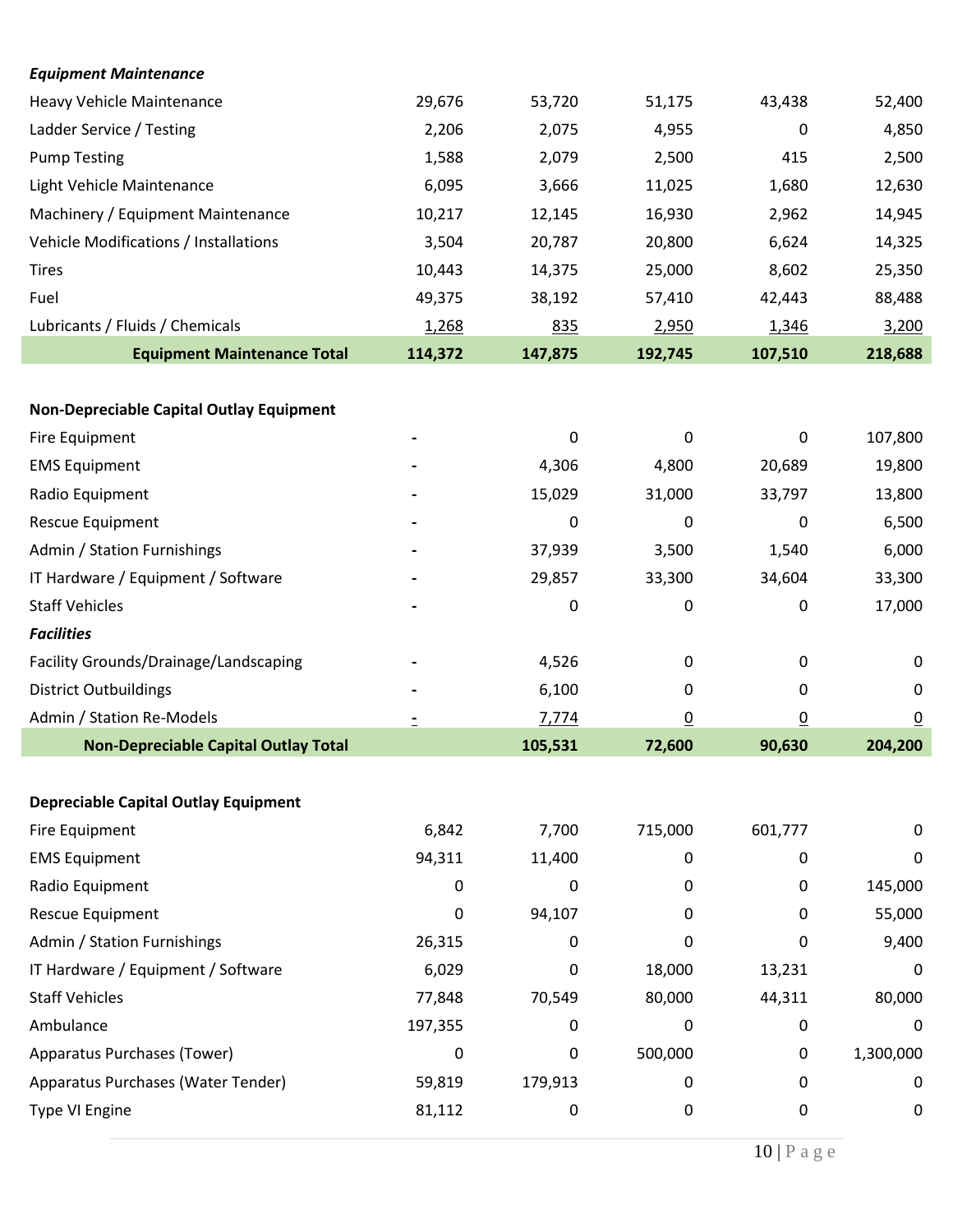| | | | | | |
|---|---|---|---|---|---|
| ***Equipment Maintenance*** | | | | | |
| Heavy Vehicle Maintenance | 29,676 | 53,720 | 51,175 | 43,438 | 52,400 |
| Ladder Service / Testing | 2,206 | 2,075 | 4,955 | 0 | 4,850 |
| Pump Testing | 1,588 | 2,079 | 2,500 | 415 | 2,500 |
| Light Vehicle Maintenance | 6,095 | 3,666 | 11,025 | 1,680 | 12,630 |
| Machinery / Equipment Maintenance | 10,217 | 12,145 | 16,930 | 2,962 | 14,945 |
| Vehicle Modifications / Installations | 3,504 | 20,787 | 20,800 | 6,624 | 14,325 |
| Tires | 10,443 | 14,375 | 25,000 | 8,602 | 25,350 |
| Fuel | 49,375 | 38,192 | 57,410 | 42,443 | 88,488 |
| Lubricants / Fluids / Chemicals | 1,268 | 835 | 2,950 | 1,346 | 3,200 |
| **Equipment Maintenance Total** | **114,372** | **147,875** | **192,745** | **107,510** | **218,688** |
| | | | | | |
| **Non-Depreciable Capital Outlay Equipment** | | | | | |
| Fire Equipment | - | 0 | 0 | 0 | 107,800 |
| EMS Equipment | - | 4,306 | 4,800 | 20,689 | 19,800 |
| Radio Equipment | - | 15,029 | 31,000 | 33,797 | 13,800 |
| Rescue Equipment | - | 0 | 0 | 0 | 6,500 |
| Admin / Station Furnishings | - | 37,939 | 3,500 | 1,540 | 6,000 |
| IT Hardware / Equipment / Software | - | 29,857 | 33,300 | 34,604 | 33,300 |
| Staff Vehicles | - | 0 | 0 | 0 | 17,000 |
| ***Facilities*** | | | | | |
| Facility Grounds/Drainage/Landscaping | - | 4,526 | 0 | 0 | 0 |
| District Outbuildings | - | 6,100 | 0 | 0 | 0 |
| Admin / Station Re-Models | - | 7,774 | 0 | 0 | 0 |
| **Non-Depreciable Capital Outlay Total** | | **105,531** | **72,600** | **90,630** | **204,200** |
| | | | | | |
| **Depreciable Capital Outlay Equipment** | | | | | |
| Fire Equipment | 6,842 | 7,700 | 715,000 | 601,777 | 0 |
| EMS Equipment | 94,311 | 11,400 | 0 | 0 | 0 |
| Radio Equipment | 0 | 0 | 0 | 0 | 145,000 |
| Rescue Equipment | 0 | 94,107 | 0 | 0 | 55,000 |
| Admin / Station Furnishings | 26,315 | 0 | 0 | 0 | 9,400 |
| IT Hardware / Equipment / Software | 6,029 | 0 | 18,000 | 13,231 | 0 |
| Staff Vehicles | 77,848 | 70,549 | 80,000 | 44,311 | 80,000 |
| Ambulance | 197,355 | 0 | 0 | 0 | 0 |
| Apparatus Purchases (Tower) | 0 | 0 | 500,000 | 0 | 1,300,000 |
| Apparatus Purchases (Water Tender) | 59,819 | 179,913 | 0 | 0 | 0 |
| Type VI Engine | 81,112 | 0 | 0 | 0 | 0 |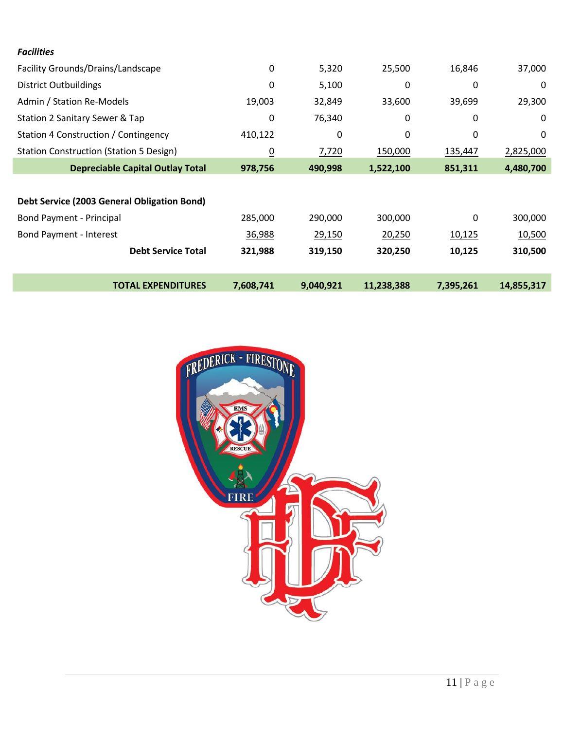| *Facilities* | | | | | |
|---|---|---|---|---|---|
| Facility Grounds/Drains/Landscape | 0 | 5,320 | 25,500 | 16,846 | 37,000 |
| District Outbuildings | 0 | 5,100 | 0 | 0 | 0 |
| Admin / Station Re-Models | 19,003 | 32,849 | 33,600 | 39,699 | 29,300 |
| Station 2 Sanitary Sewer & Tap | 0 | 76,340 | 0 | 0 | 0 |
| Station 4 Construction / Contingency | 410,122 | 0 | 0 | 0 | 0 |
| Station Construction (Station 5 Design) | 0 | 7,720 | 150,000 | 135,447 | 2,825,000 |
| **Depreciable Capital Outlay Total** | **978,756** | **490,998** | **1,522,100** | **851,311** | **4,480,700** |
| | | | | | |
| **Debt Service (2003 General Obligation Bond)** | | | | | |
| Bond Payment - Principal | 285,000 | 290,000 | 300,000 | 0 | 300,000 |
| Bond Payment - Interest | 36,988 | 29,150 | 20,250 | 10,125 | 10,500 |
| **Debt Service Total** | **321,988** | **319,150** | **320,250** | **10,125** | **310,500** |
| | | | | | |
| **TOTAL EXPENDITURES** | **7,608,741** | **9,040,921** | **11,238,388** | **7,395,261** | **14,855,317** |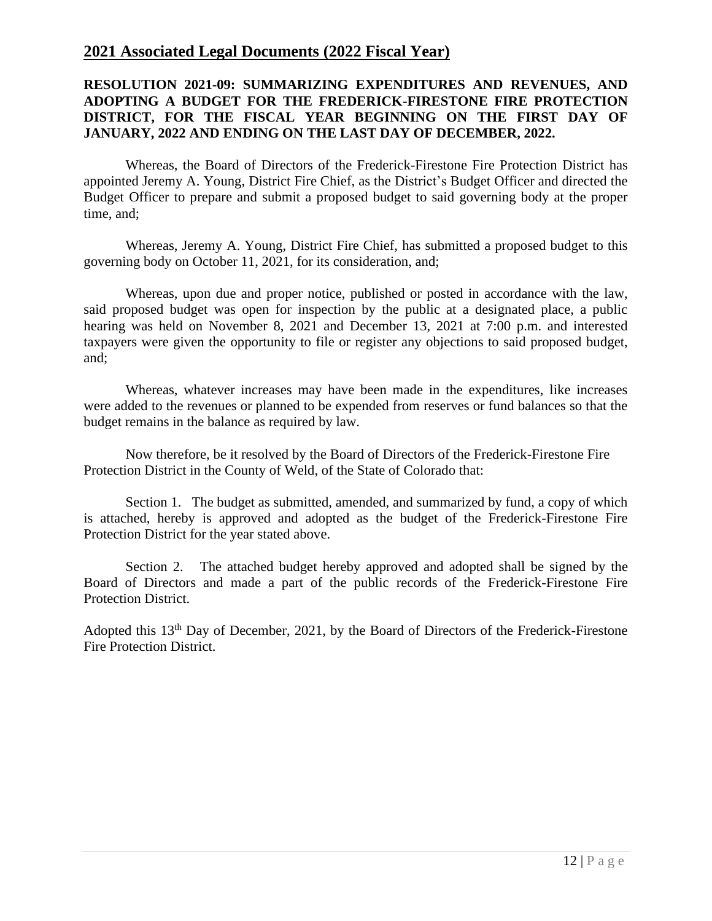## 2021 Associated Legal Documents (2022 Fiscal Year)

**RESOLUTION 2021-09: SUMMARIZING EXPENDITURES AND REVENUES, AND ADOPTING A BUDGET FOR THE FREDERICK-FIRESTONE FIRE PROTECTION DISTRICT, FOR THE FISCAL YEAR BEGINNING ON THE FIRST DAY OF JANUARY, 2022 AND ENDING ON THE LAST DAY OF DECEMBER, 2022.**

Whereas, the Board of Directors of the Frederick-Firestone Fire Protection District has appointed Jeremy A. Young, District Fire Chief, as the District's Budget Officer and directed the Budget Officer to prepare and submit a proposed budget to said governing body at the proper time, and;

Whereas, Jeremy A. Young, District Fire Chief, has submitted a proposed budget to this governing body on October 11, 2021, for its consideration, and;

Whereas, upon due and proper notice, published or posted in accordance with the law, said proposed budget was open for inspection by the public at a designated place, a public hearing was held on November 8, 2021 and December 13, 2021 at 7:00 p.m. and interested taxpayers were given the opportunity to file or register any objections to said proposed budget, and;

Whereas, whatever increases may have been made in the expenditures, like increases were added to the revenues or planned to be expended from reserves or fund balances so that the budget remains in the balance as required by law.

Now therefore, be it resolved by the Board of Directors of the Frederick-Firestone Fire Protection District in the County of Weld, of the State of Colorado that:

Section 1. The budget as submitted, amended, and summarized by fund, a copy of which is attached, hereby is approved and adopted as the budget of the Frederick-Firestone Fire Protection District for the year stated above.

Section 2. The attached budget hereby approved and adopted shall be signed by the Board of Directors and made a part of the public records of the Frederick-Firestone Fire Protection District.

Adopted this 13th Day of December, 2021, by the Board of Directors of the Frederick-Firestone Fire Protection District.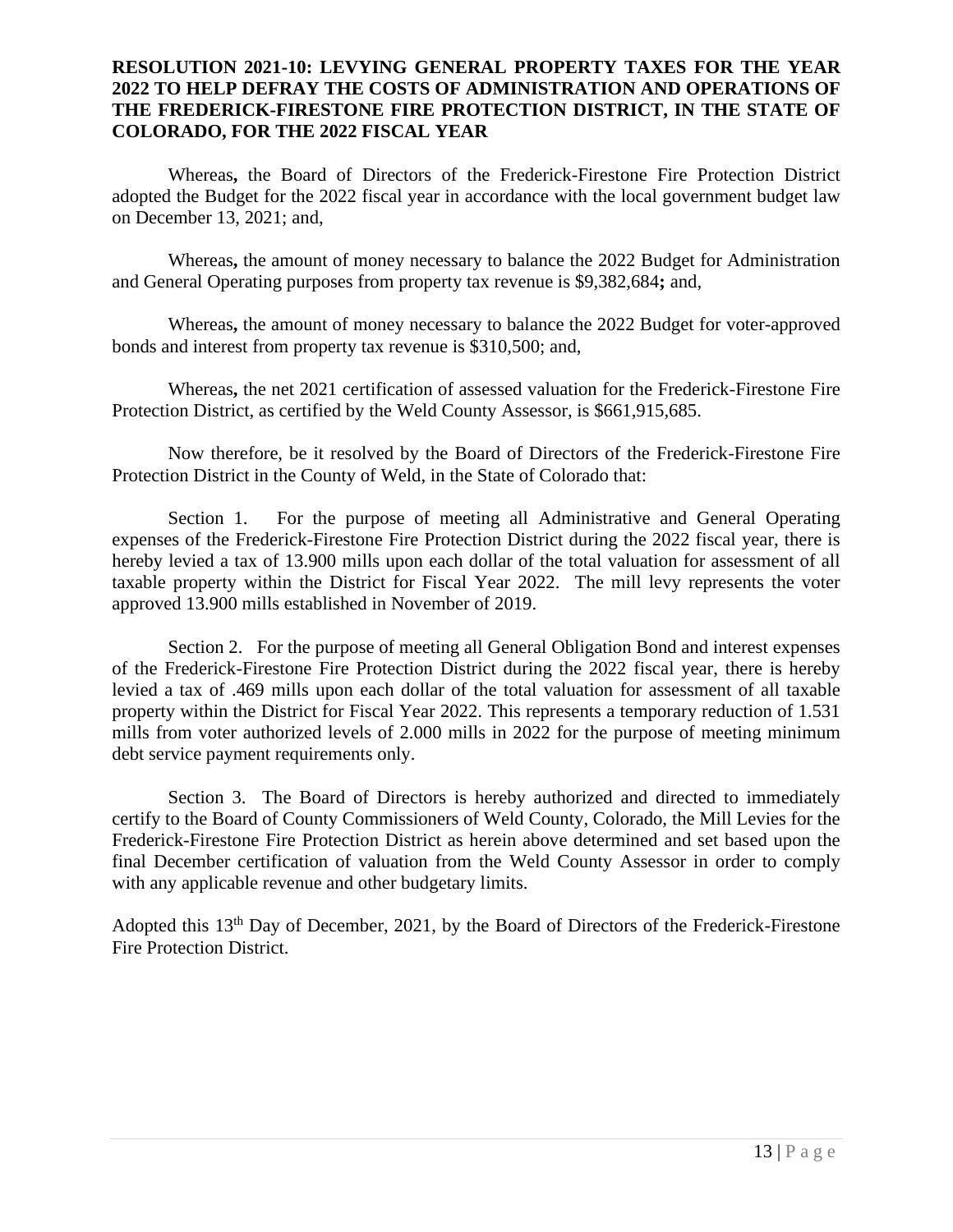**RESOLUTION 2021-10: LEVYING GENERAL PROPERTY TAXES FOR THE YEAR 2022 TO HELP DEFRAY THE COSTS OF ADMINISTRATION AND OPERATIONS OF THE FREDERICK-FIRESTONE FIRE PROTECTION DISTRICT, IN THE STATE OF COLORADO, FOR THE 2022 FISCAL YEAR**

Whereas**,** the Board of Directors of the Frederick-Firestone Fire Protection District adopted the Budget for the 2022 fiscal year in accordance with the local government budget law on December 13, 2021; and,

Whereas**,** the amount of money necessary to balance the 2022 Budget for Administration and General Operating purposes from property tax revenue is $9,382,684**;** and,

Whereas**,** the amount of money necessary to balance the 2022 Budget for voter-approved bonds and interest from property tax revenue is $310,500; and,

Whereas**,** the net 2021 certification of assessed valuation for the Frederick-Firestone Fire Protection District, as certified by the Weld County Assessor, is $661,915,685.

Now therefore, be it resolved by the Board of Directors of the Frederick-Firestone Fire Protection District in the County of Weld, in the State of Colorado that:

Section 1. For the purpose of meeting all Administrative and General Operating expenses of the Frederick-Firestone Fire Protection District during the 2022 fiscal year, there is hereby levied a tax of 13.900 mills upon each dollar of the total valuation for assessment of all taxable property within the District for Fiscal Year 2022. The mill levy represents the voter approved 13.900 mills established in November of 2019.

Section 2. For the purpose of meeting all General Obligation Bond and interest expenses of the Frederick-Firestone Fire Protection District during the 2022 fiscal year, there is hereby levied a tax of .469 mills upon each dollar of the total valuation for assessment of all taxable property within the District for Fiscal Year 2022. This represents a temporary reduction of 1.531 mills from voter authorized levels of 2.000 mills in 2022 for the purpose of meeting minimum debt service payment requirements only.

Section 3. The Board of Directors is hereby authorized and directed to immediately certify to the Board of County Commissioners of Weld County, Colorado, the Mill Levies for the Frederick-Firestone Fire Protection District as herein above determined and set based upon the final December certification of valuation from the Weld County Assessor in order to comply with any applicable revenue and other budgetary limits.

Adopted this 13th Day of December, 2021, by the Board of Directors of the Frederick-Firestone Fire Protection District.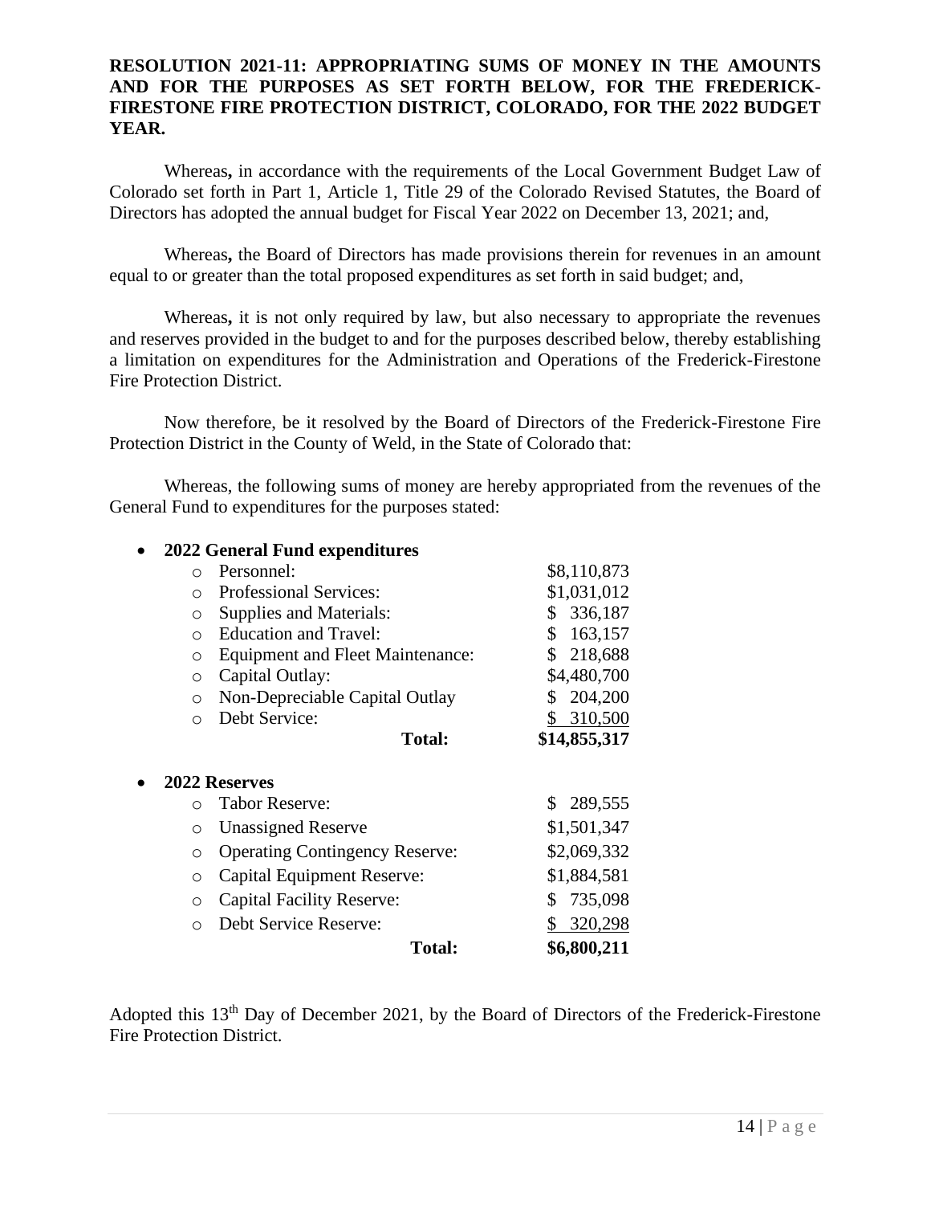**RESOLUTION 2021-11: APPROPRIATING SUMS OF MONEY IN THE AMOUNTS AND FOR THE PURPOSES AS SET FORTH BELOW, FOR THE FREDERICK-FIRESTONE FIRE PROTECTION DISTRICT, COLORADO, FOR THE 2022 BUDGET YEAR.**

Whereas**,** in accordance with the requirements of the Local Government Budget Law of Colorado set forth in Part 1, Article 1, Title 29 of the Colorado Revised Statutes, the Board of Directors has adopted the annual budget for Fiscal Year 2022 on December 13, 2021; and,

Whereas**,** the Board of Directors has made provisions therein for revenues in an amount equal to or greater than the total proposed expenditures as set forth in said budget; and,

Whereas**,** it is not only required by law, but also necessary to appropriate the revenues and reserves provided in the budget to and for the purposes described below, thereby establishing a limitation on expenditures for the Administration and Operations of the Frederick-Firestone Fire Protection District.

Now therefore, be it resolved by the Board of Directors of the Frederick-Firestone Fire Protection District in the County of Weld, in the State of Colorado that:

Whereas, the following sums of money are hereby appropriated from the revenues of the General Fund to expenditures for the purposes stated:

- **2022 General Fund expenditures**

| | |
|---|---|
| Personnel: | \$8,110,873 |
| Professional Services: | \$1,031,012 |
| Supplies and Materials: | \$ 336,187 |
| Education and Travel: | \$ 163,157 |
| Equipment and Fleet Maintenance: | \$ 218,688 |
| Capital Outlay: | \$4,480,700 |
| Non-Depreciable Capital Outlay | \$ 204,200 |
| Debt Service: | \$ 310,500 |
| **Total:** | **\$14,855,317** |

- **2022 Reserves**

| | |
|---|---|
| Tabor Reserve: | \$ 289,555 |
| Unassigned Reserve | \$1,501,347 |
| Operating Contingency Reserve: | \$2,069,332 |
| Capital Equipment Reserve: | \$1,884,581 |
| Capital Facility Reserve: | \$ 735,098 |
| Debt Service Reserve: | \$ 320,298 |
| **Total:** | **\$6,800,211** |

Adopted this 13th Day of December 2021, by the Board of Directors of the Frederick-Firestone Fire Protection District.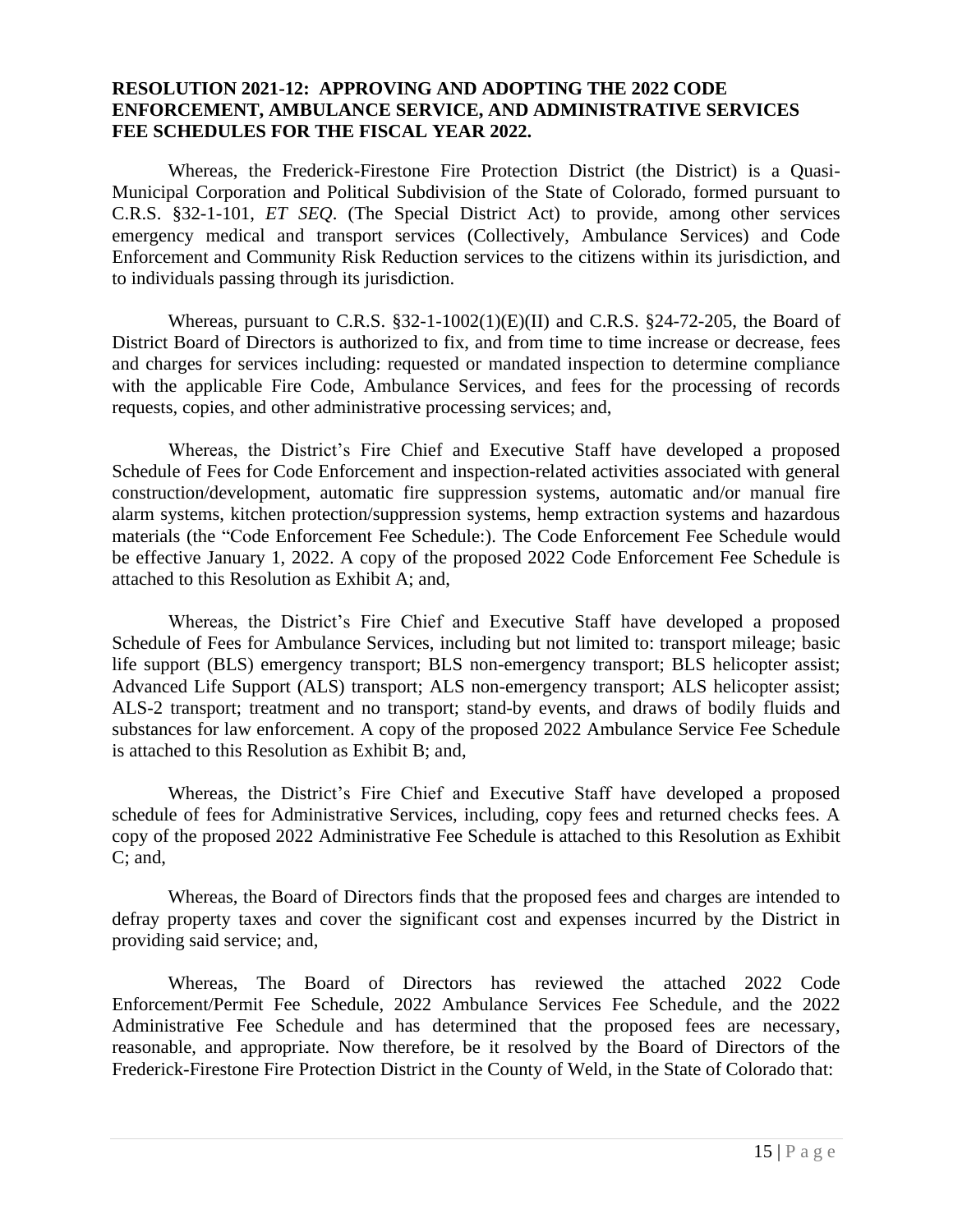**RESOLUTION 2021-12: APPROVING AND ADOPTING THE 2022 CODE ENFORCEMENT, AMBULANCE SERVICE, AND ADMINISTRATIVE SERVICES FEE SCHEDULES FOR THE FISCAL YEAR 2022.**

Whereas, the Frederick-Firestone Fire Protection District (the District) is a Quasi-Municipal Corporation and Political Subdivision of the State of Colorado, formed pursuant to C.R.S. §32-1-101, *ET SEQ*. (The Special District Act) to provide, among other services emergency medical and transport services (Collectively, Ambulance Services) and Code Enforcement and Community Risk Reduction services to the citizens within its jurisdiction, and to individuals passing through its jurisdiction.

Whereas, pursuant to C.R.S. §32-1-1002(1)(E)(II) and C.R.S. §24-72-205, the Board of District Board of Directors is authorized to fix, and from time to time increase or decrease, fees and charges for services including: requested or mandated inspection to determine compliance with the applicable Fire Code, Ambulance Services, and fees for the processing of records requests, copies, and other administrative processing services; and,

Whereas, the District's Fire Chief and Executive Staff have developed a proposed Schedule of Fees for Code Enforcement and inspection-related activities associated with general construction/development, automatic fire suppression systems, automatic and/or manual fire alarm systems, kitchen protection/suppression systems, hemp extraction systems and hazardous materials (the "Code Enforcement Fee Schedule:). The Code Enforcement Fee Schedule would be effective January 1, 2022. A copy of the proposed 2022 Code Enforcement Fee Schedule is attached to this Resolution as Exhibit A; and,

Whereas, the District's Fire Chief and Executive Staff have developed a proposed Schedule of Fees for Ambulance Services, including but not limited to: transport mileage; basic life support (BLS) emergency transport; BLS non-emergency transport; BLS helicopter assist; Advanced Life Support (ALS) transport; ALS non-emergency transport; ALS helicopter assist; ALS-2 transport; treatment and no transport; stand-by events, and draws of bodily fluids and substances for law enforcement. A copy of the proposed 2022 Ambulance Service Fee Schedule is attached to this Resolution as Exhibit B; and,

Whereas, the District's Fire Chief and Executive Staff have developed a proposed schedule of fees for Administrative Services, including, copy fees and returned checks fees. A copy of the proposed 2022 Administrative Fee Schedule is attached to this Resolution as Exhibit C; and,

Whereas, the Board of Directors finds that the proposed fees and charges are intended to defray property taxes and cover the significant cost and expenses incurred by the District in providing said service; and,

Whereas, The Board of Directors has reviewed the attached 2022 Code Enforcement/Permit Fee Schedule, 2022 Ambulance Services Fee Schedule, and the 2022 Administrative Fee Schedule and has determined that the proposed fees are necessary, reasonable, and appropriate. Now therefore, be it resolved by the Board of Directors of the Frederick-Firestone Fire Protection District in the County of Weld, in the State of Colorado that: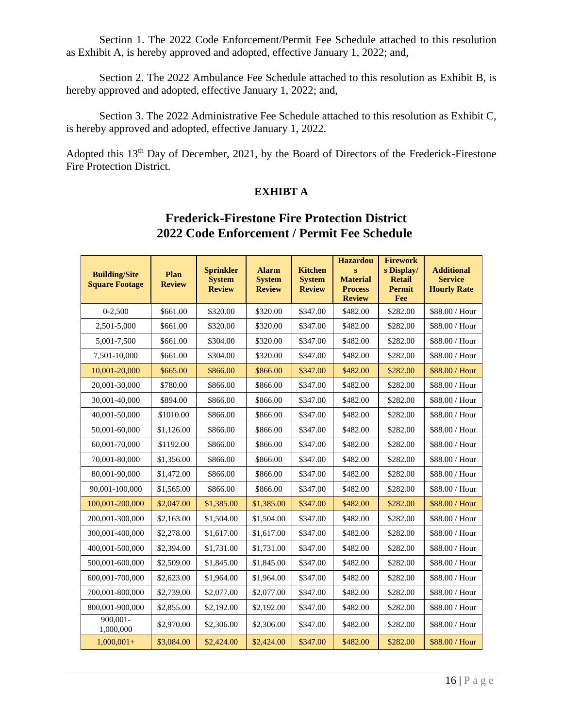Section 1. The 2022 Code Enforcement/Permit Fee Schedule attached to this resolution as Exhibit A, is hereby approved and adopted, effective January 1, 2022; and,

Section 2. The 2022 Ambulance Fee Schedule attached to this resolution as Exhibit B, is hereby approved and adopted, effective January 1, 2022; and,

Section 3. The 2022 Administrative Fee Schedule attached to this resolution as Exhibit C, is hereby approved and adopted, effective January 1, 2022.

Adopted this 13th Day of December, 2021, by the Board of Directors of the Frederick-Firestone Fire Protection District.

**EXHIBT A**

## Frederick-Firestone Fire Protection District
## 2022 Code Enforcement / Permit Fee Schedule

| Building/Site Square Footage | Plan Review | Sprinkler System Review | Alarm System Review | Kitchen System Review | Hazardous Material Process Review | Fireworks Display/ Retail Permit Fee | Additional Service Hourly Rate |
|---|---|---|---|---|---|---|---|
| 0-2,500 | $661.00 | $320.00 | $320.00 | $347.00 | $482.00 | $282.00 | $88.00 / Hour |
| 2,501-5,000 | $661.00 | $320.00 | $320.00 | $347.00 | $482.00 | $282.00 | $88.00 / Hour |
| 5,001-7,500 | $661.00 | $304.00 | $320.00 | $347.00 | $482.00 | $282.00 | $88.00 / Hour |
| 7,501-10,000 | $661.00 | $304.00 | $320.00 | $347.00 | $482.00 | $282.00 | $88.00 / Hour |
| 10,001-20,000 | $665.00 | $866.00 | $866.00 | $347.00 | $482.00 | $282.00 | $88.00 / Hour |
| 20,001-30,000 | $780.00 | $866.00 | $866.00 | $347.00 | $482.00 | $282.00 | $88.00 / Hour |
| 30,001-40,000 | $894.00 | $866.00 | $866.00 | $347.00 | $482.00 | $282.00 | $88.00 / Hour |
| 40,001-50,000 | $1010.00 | $866.00 | $866.00 | $347.00 | $482.00 | $282.00 | $88.00 / Hour |
| 50,001-60,000 | $1,126.00 | $866.00 | $866.00 | $347.00 | $482.00 | $282.00 | $88.00 / Hour |
| 60,001-70,000 | $1192.00 | $866.00 | $866.00 | $347.00 | $482.00 | $282.00 | $88.00 / Hour |
| 70,001-80,000 | $1,356.00 | $866.00 | $866.00 | $347.00 | $482.00 | $282.00 | $88.00 / Hour |
| 80,001-90,000 | $1,472.00 | $866.00 | $866.00 | $347.00 | $482.00 | $282.00 | $88.00 / Hour |
| 90,001-100,000 | $1,565.00 | $866.00 | $866.00 | $347.00 | $482.00 | $282.00 | $88.00 / Hour |
| 100,001-200,000 | $2,047.00 | $1,385.00 | $1,385.00 | $347.00 | $482.00 | $282.00 | $88.00 / Hour |
| 200,001-300,000 | $2,163.00 | $1,504.00 | $1,504.00 | $347.00 | $482.00 | $282.00 | $88.00 / Hour |
| 300,001-400,000 | $2,278.00 | $1,617.00 | $1,617.00 | $347.00 | $482.00 | $282.00 | $88.00 / Hour |
| 400,001-500,000 | $2,394.00 | $1,731.00 | $1,731.00 | $347.00 | $482.00 | $282.00 | $88.00 / Hour |
| 500,001-600,000 | $2,509.00 | $1,845.00 | $1,845.00 | $347.00 | $482.00 | $282.00 | $88.00 / Hour |
| 600,001-700,000 | $2,623.00 | $1,964.00 | $1,964.00 | $347.00 | $482.00 | $282.00 | $88.00 / Hour |
| 700,001-800,000 | $2,739.00 | $2,077.00 | $2,077.00 | $347.00 | $482.00 | $282.00 | $88.00 / Hour |
| 800,001-900,000 | $2,855.00 | $2,192.00 | $2,192.00 | $347.00 | $482.00 | $282.00 | $88.00 / Hour |
| 900,001-1,000,000 | $2,970.00 | $2,306.00 | $2,306.00 | $347.00 | $482.00 | $282.00 | $88.00 / Hour |
| 1,000,001+ | $3,084.00 | $2,424.00 | $2,424.00 | $347.00 | $482.00 | $282.00 | $88.00 / Hour |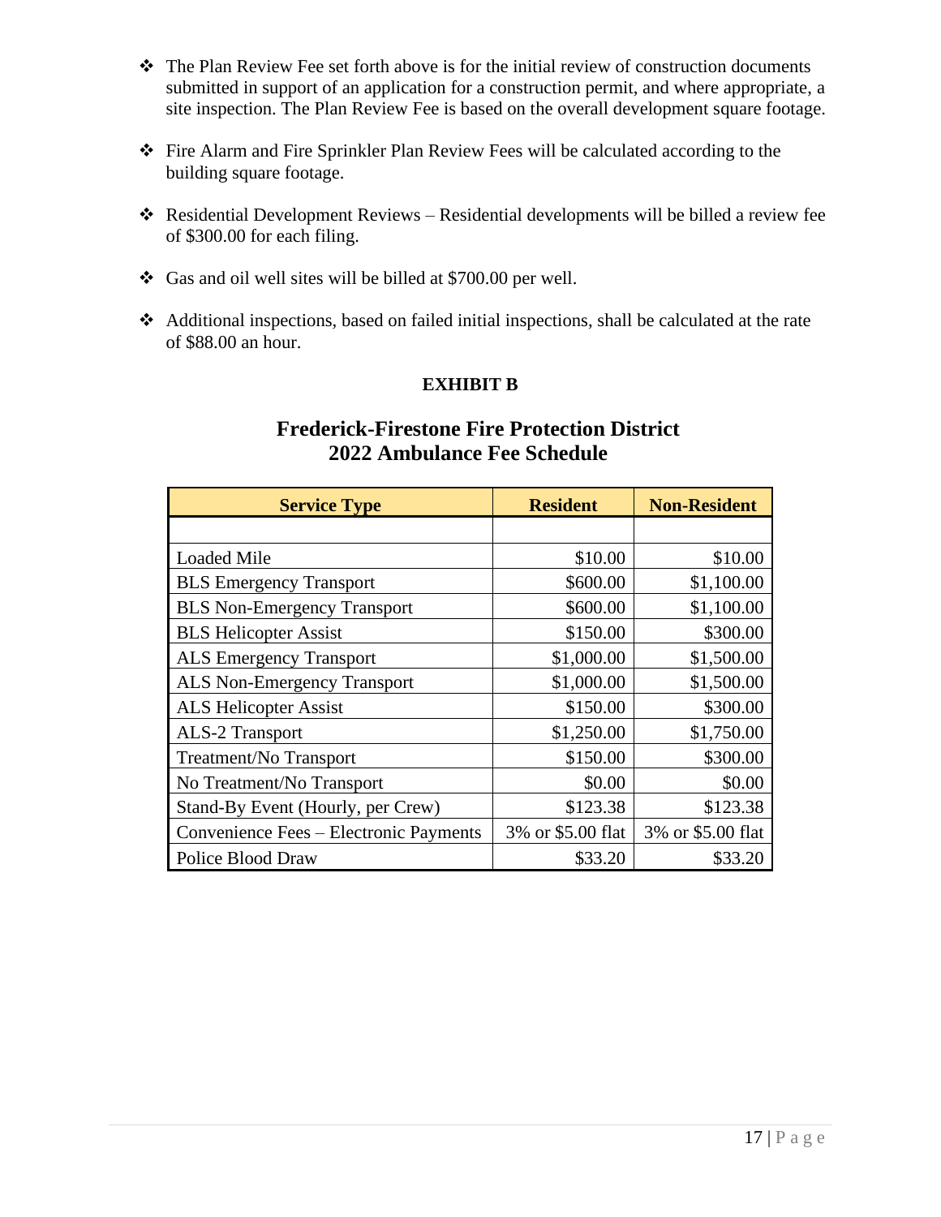- The Plan Review Fee set forth above is for the initial review of construction documents submitted in support of an application for a construction permit, and where appropriate, a site inspection. The Plan Review Fee is based on the overall development square footage.

- Fire Alarm and Fire Sprinkler Plan Review Fees will be calculated according to the building square footage.

- Residential Development Reviews – Residential developments will be billed a review fee of $300.00 for each filing.

- Gas and oil well sites will be billed at $700.00 per well.

- Additional inspections, based on failed initial inspections, shall be calculated at the rate of $88.00 an hour.

**EXHIBIT B**

## Frederick-Firestone Fire Protection District 2022 Ambulance Fee Schedule

| Service Type | Resident | Non-Resident |
|---|---|---|
| | | |
| Loaded Mile | $10.00 | $10.00 |
| BLS Emergency Transport | $600.00 | $1,100.00 |
| BLS Non-Emergency Transport | $600.00 | $1,100.00 |
| BLS Helicopter Assist | $150.00 | $300.00 |
| ALS Emergency Transport | $1,000.00 | $1,500.00 |
| ALS Non-Emergency Transport | $1,000.00 | $1,500.00 |
| ALS Helicopter Assist | $150.00 | $300.00 |
| ALS-2 Transport | $1,250.00 | $1,750.00 |
| Treatment/No Transport | $150.00 | $300.00 |
| No Treatment/No Transport | $0.00 | $0.00 |
| Stand-By Event (Hourly, per Crew) | $123.38 | $123.38 |
| Convenience Fees – Electronic Payments | 3% or $5.00 flat | 3% or $5.00 flat |
| Police Blood Draw | $33.20 | $33.20 |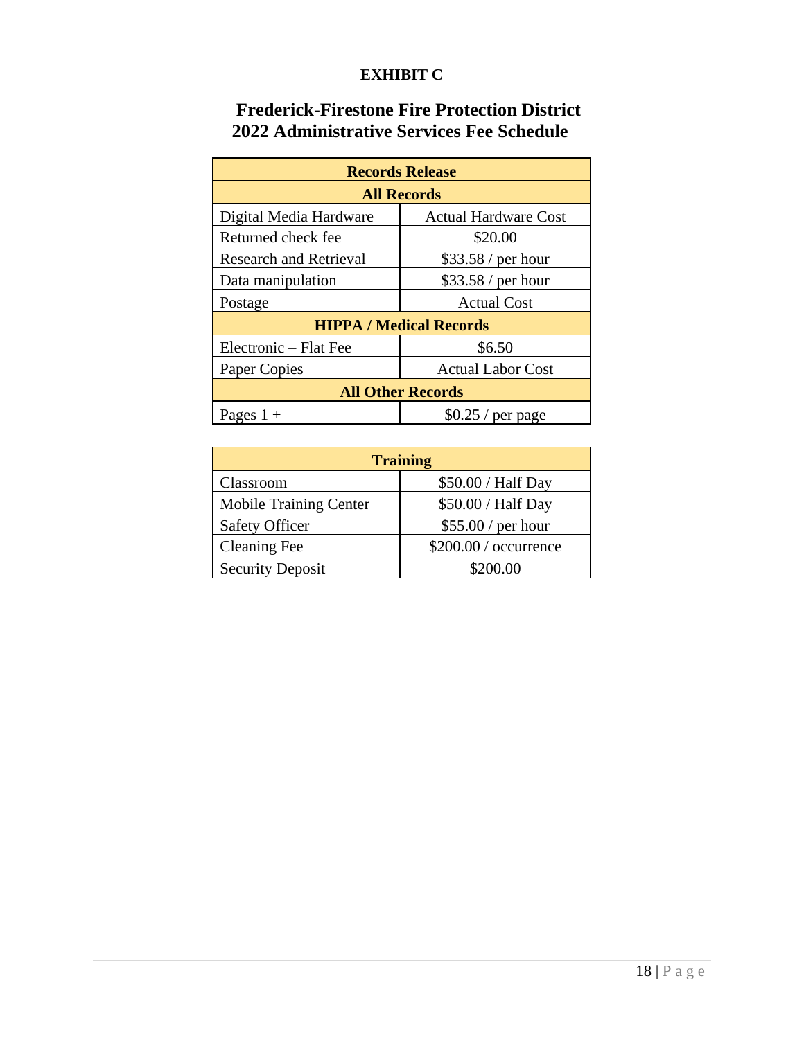**EXHIBIT C**

## Frederick-Firestone Fire Protection District
## 2022 Administrative Services Fee Schedule

| **Records Release** | |
|---|---|
| **All Records** | |
| Digital Media Hardware | Actual Hardware Cost |
| Returned check fee | $20.00 |
| Research and Retrieval | $33.58 / per hour |
| Data manipulation | $33.58 / per hour |
| Postage | Actual Cost |
| **HIPPA / Medical Records** | |
| Electronic – Flat Fee | $6.50 |
| Paper Copies | Actual Labor Cost |
| **All Other Records** | |
| Pages 1 + | $0.25 / per page |

| **Training** | |
|---|---|
| Classroom | $50.00 / Half Day |
| Mobile Training Center | $50.00 / Half Day |
| Safety Officer | $55.00 / per hour |
| Cleaning Fee | $200.00 / occurrence |
| Security Deposit | $200.00 |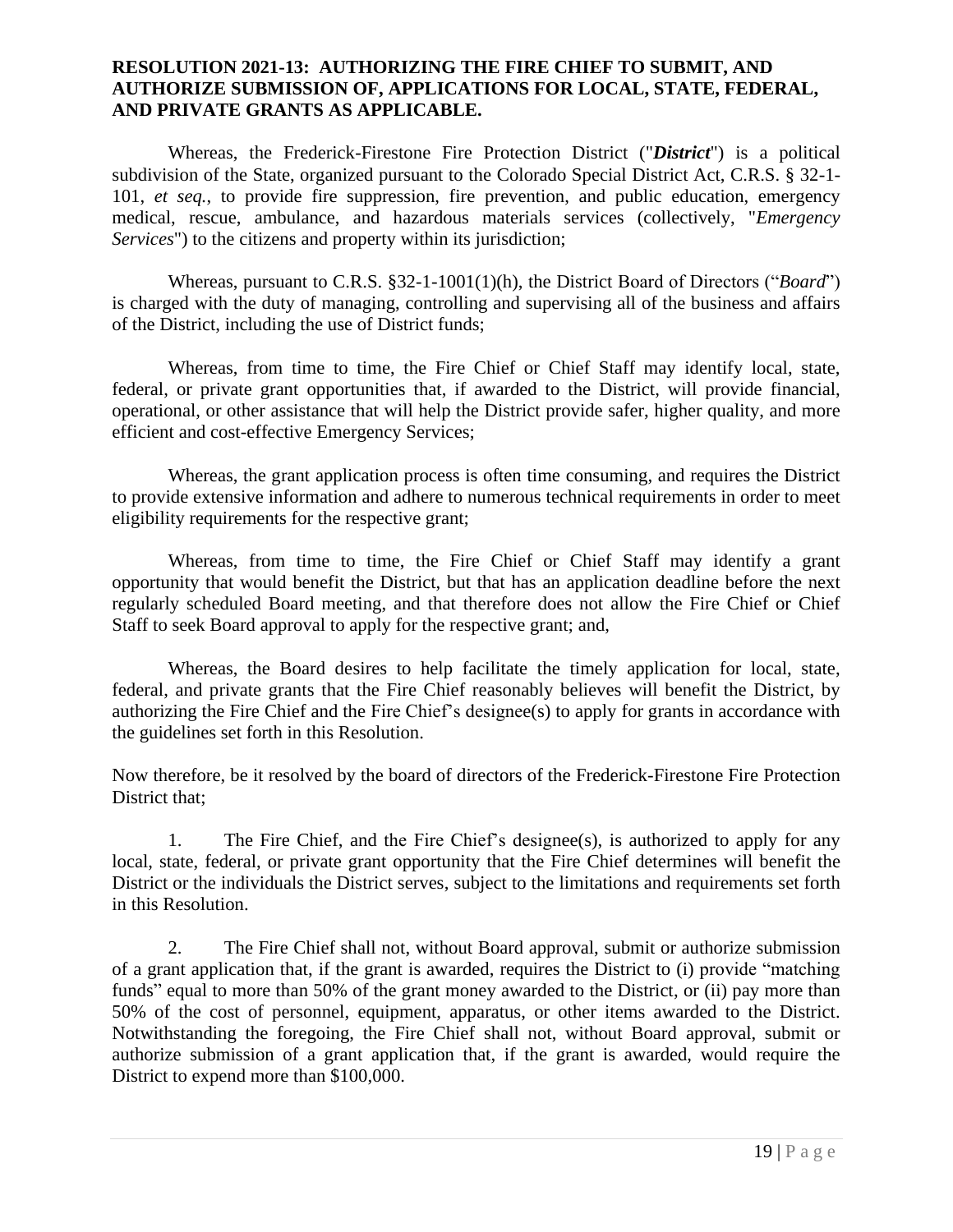**RESOLUTION 2021-13: AUTHORIZING THE FIRE CHIEF TO SUBMIT, AND AUTHORIZE SUBMISSION OF, APPLICATIONS FOR LOCAL, STATE, FEDERAL, AND PRIVATE GRANTS AS APPLICABLE.**

Whereas, the Frederick-Firestone Fire Protection District ("***District***") is a political subdivision of the State, organized pursuant to the Colorado Special District Act, C.R.S. § 32-1-101, *et seq.*, to provide fire suppression, fire prevention, and public education, emergency medical, rescue, ambulance, and hazardous materials services (collectively, "*Emergency Services*") to the citizens and property within its jurisdiction;

Whereas, pursuant to C.R.S. §32-1-1001(1)(h), the District Board of Directors ("*Board*") is charged with the duty of managing, controlling and supervising all of the business and affairs of the District, including the use of District funds;

Whereas, from time to time, the Fire Chief or Chief Staff may identify local, state, federal, or private grant opportunities that, if awarded to the District, will provide financial, operational, or other assistance that will help the District provide safer, higher quality, and more efficient and cost-effective Emergency Services;

Whereas, the grant application process is often time consuming, and requires the District to provide extensive information and adhere to numerous technical requirements in order to meet eligibility requirements for the respective grant;

Whereas, from time to time, the Fire Chief or Chief Staff may identify a grant opportunity that would benefit the District, but that has an application deadline before the next regularly scheduled Board meeting, and that therefore does not allow the Fire Chief or Chief Staff to seek Board approval to apply for the respective grant; and,

Whereas, the Board desires to help facilitate the timely application for local, state, federal, and private grants that the Fire Chief reasonably believes will benefit the District, by authorizing the Fire Chief and the Fire Chief's designee(s) to apply for grants in accordance with the guidelines set forth in this Resolution.

Now therefore, be it resolved by the board of directors of the Frederick-Firestone Fire Protection District that;

1. The Fire Chief, and the Fire Chief's designee(s), is authorized to apply for any local, state, federal, or private grant opportunity that the Fire Chief determines will benefit the District or the individuals the District serves, subject to the limitations and requirements set forth in this Resolution.

2. The Fire Chief shall not, without Board approval, submit or authorize submission of a grant application that, if the grant is awarded, requires the District to (i) provide "matching funds" equal to more than 50% of the grant money awarded to the District, or (ii) pay more than 50% of the cost of personnel, equipment, apparatus, or other items awarded to the District. Notwithstanding the foregoing, the Fire Chief shall not, without Board approval, submit or authorize submission of a grant application that, if the grant is awarded, would require the District to expend more than $100,000.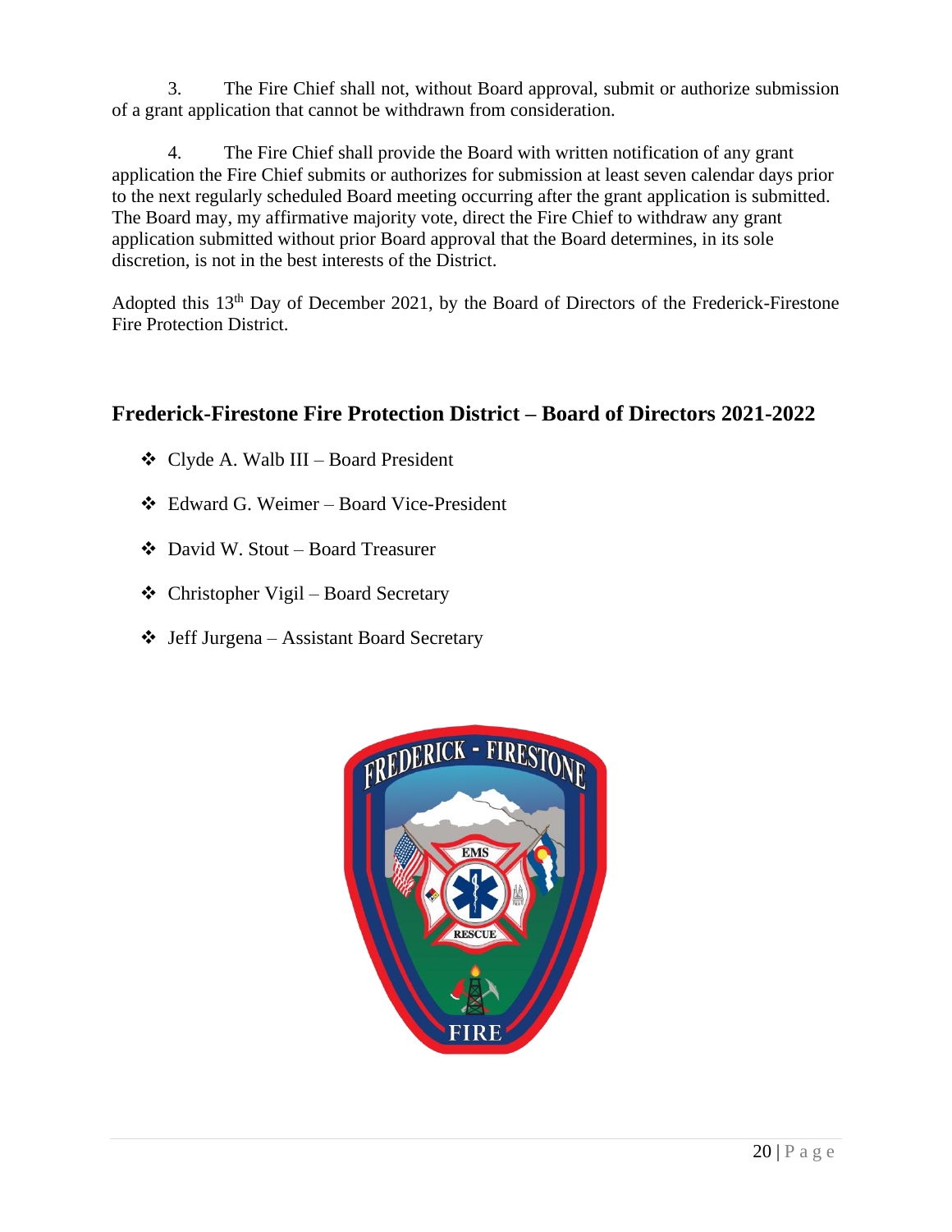3. The Fire Chief shall not, without Board approval, submit or authorize submission of a grant application that cannot be withdrawn from consideration.

4. The Fire Chief shall provide the Board with written notification of any grant application the Fire Chief submits or authorizes for submission at least seven calendar days prior to the next regularly scheduled Board meeting occurring after the grant application is submitted. The Board may, my affirmative majority vote, direct the Fire Chief to withdraw any grant application submitted without prior Board approval that the Board determines, in its sole discretion, is not in the best interests of the District.

Adopted this 13th Day of December 2021, by the Board of Directors of the Frederick-Firestone Fire Protection District.

## Frederick-Firestone Fire Protection District – Board of Directors 2021-2022

- Clyde A. Walb III – Board President
- Edward G. Weimer – Board Vice-President
- David W. Stout – Board Treasurer
- Christopher Vigil – Board Secretary
- Jeff Jurgena – Assistant Board Secretary